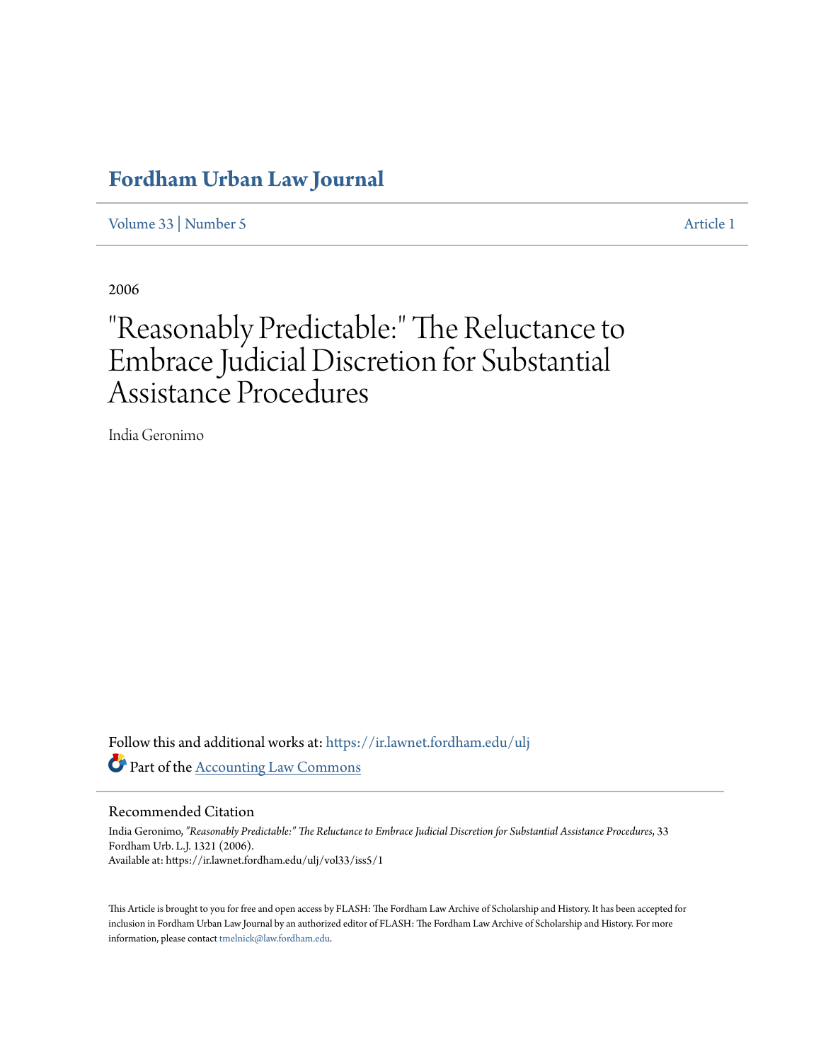# Fordham Urban Law Journal

Volume 33 | Number 5 Article 1

2006

# "Reasonably Predictable:" The Reluctance to Embrace Judicial Discretion for Substantial Assistance Procedures

India Geronimo

Follow this and additional works at: https://ir.lawnet.fordham.edu/ulj

Part of the Accounting Law Commons

## Recommended Citation

India Geronimo, *"Reasonably Predictable:" The Reluctance to Embrace Judicial Discretion for Substantial Assistance Procedures*, 33 Fordham Urb. L.J. 1321 (2006).
Available at: https://ir.lawnet.fordham.edu/ulj/vol33/iss5/1

This Article is brought to you for free and open access by FLASH: The Fordham Law Archive of Scholarship and History. It has been accepted for inclusion in Fordham Urban Law Journal by an authorized editor of FLASH: The Fordham Law Archive of Scholarship and History. For more information, please contact tmelnick@law.fordham.edu.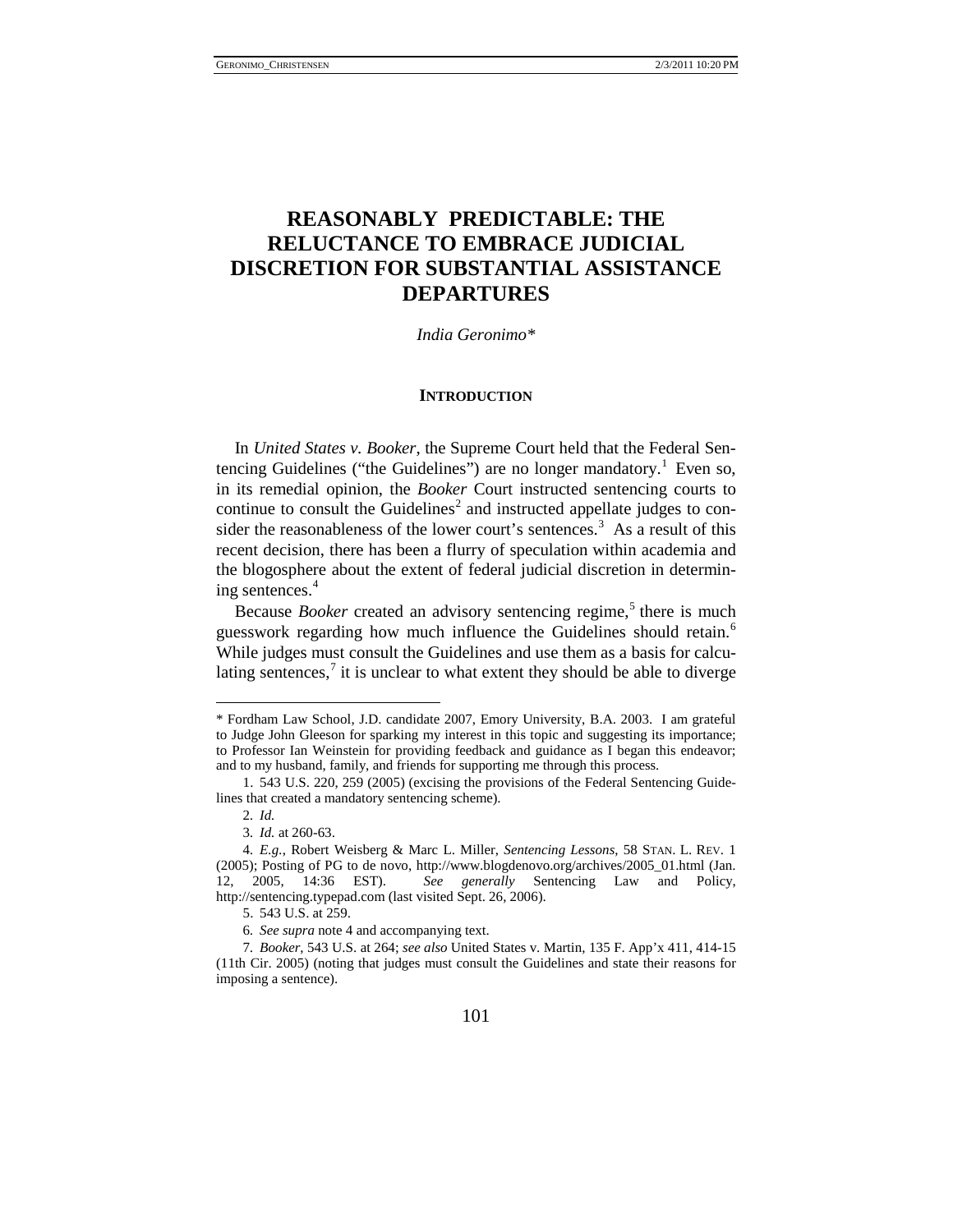# REASONABLY PREDICTABLE: THE RELUCTANCE TO EMBRACE JUDICIAL DISCRETION FOR SUBSTANTIAL ASSISTANCE DEPARTURES

*India Geronimo**

## INTRODUCTION

In *United States v. Booker*, the Supreme Court held that the Federal Sentencing Guidelines ("the Guidelines") are no longer mandatory.[1] Even so, in its remedial opinion, the *Booker* Court instructed sentencing courts to continue to consult the Guidelines[2] and instructed appellate judges to consider the reasonableness of the lower court's sentences.[3] As a result of this recent decision, there has been a flurry of speculation within academia and the blogosphere about the extent of federal judicial discretion in determining sentences.[4]

Because *Booker* created an advisory sentencing regime,[5] there is much guesswork regarding how much influence the Guidelines should retain.[6] While judges must consult the Guidelines and use them as a basis for calculating sentences,[7] it is unclear to what extent they should be able to diverge

---

\* Fordham Law School, J.D. candidate 2007, Emory University, B.A. 2003. I am grateful to Judge John Gleeson for sparking my interest in this topic and suggesting its importance; to Professor Ian Weinstein for providing feedback and guidance as I began this endeavor; and to my husband, family, and friends for supporting me through this process.

1. 543 U.S. 220, 259 (2005) (excising the provisions of the Federal Sentencing Guidelines that created a mandatory sentencing scheme).

2. *Id.*

3. *Id.* at 260-63.

4. *E.g.*, Robert Weisberg & Marc L. Miller, *Sentencing Lessons*, 58 STAN. L. REV. 1 (2005); Posting of PG to de novo, http://www.blogdenovo.org/archives/2005_01.html (Jan. 12, 2005, 14:36 EST). *See generally* Sentencing Law and Policy, http://sentencing.typepad.com (last visited Sept. 26, 2006).

5. 543 U.S. at 259.

6. *See supra* note 4 and accompanying text.

7. *Booker*, 543 U.S. at 264; *see also* United States v. Martin, 135 F. App'x 411, 414-15 (11th Cir. 2005) (noting that judges must consult the Guidelines and state their reasons for imposing a sentence).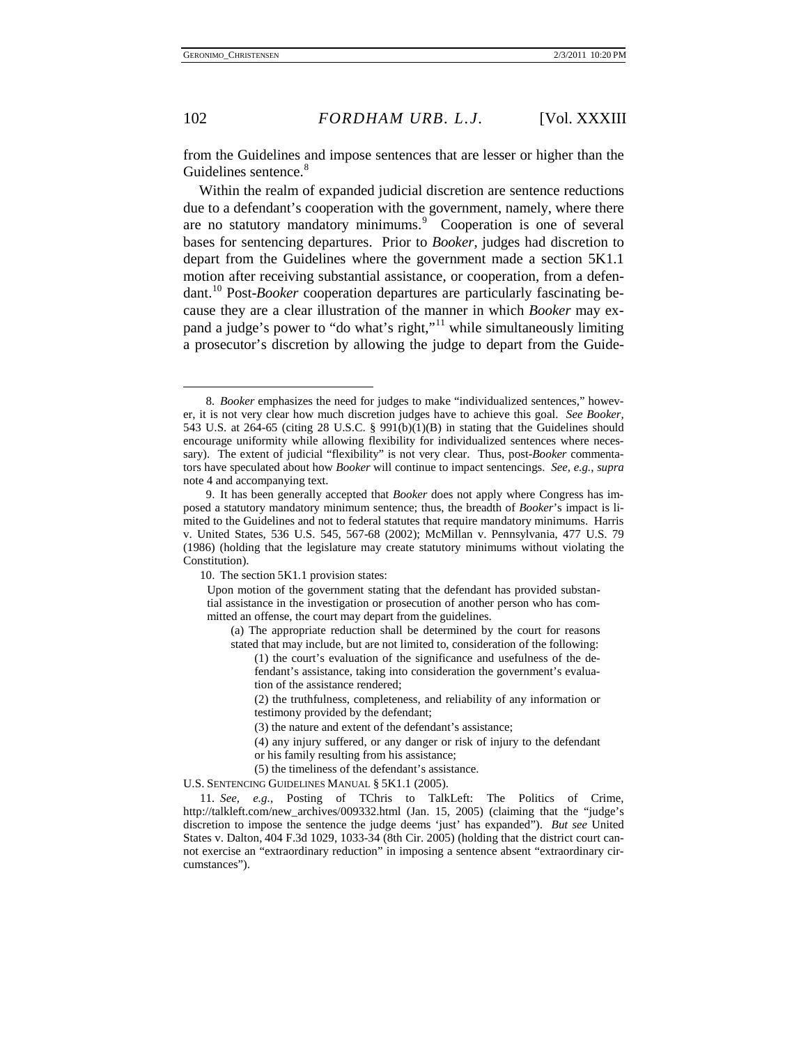from the Guidelines and impose sentences that are lesser or higher than the Guidelines sentence.[8]

Within the realm of expanded judicial discretion are sentence reductions due to a defendant's cooperation with the government, namely, where there are no statutory mandatory minimums.[9] Cooperation is one of several bases for sentencing departures. Prior to *Booker*, judges had discretion to depart from the Guidelines where the government made a section 5K1.1 motion after receiving substantial assistance, or cooperation, from a defendant.[10] Post-*Booker* cooperation departures are particularly fascinating because they are a clear illustration of the manner in which *Booker* may expand a judge's power to "do what's right,"[11] while simultaneously limiting a prosecutor's discretion by allowing the judge to depart from the Guide-

---

8. *Booker* emphasizes the need for judges to make "individualized sentences," however, it is not very clear how much discretion judges have to achieve this goal. *See Booker*, 543 U.S. at 264-65 (citing 28 U.S.C. § 991(b)(1)(B) in stating that the Guidelines should encourage uniformity while allowing flexibility for individualized sentences where necessary). The extent of judicial "flexibility" is not very clear. Thus, post-*Booker* commentators have speculated about how *Booker* will continue to impact sentencings. *See, e.g.*, *supra* note 4 and accompanying text.

9. It has been generally accepted that *Booker* does not apply where Congress has imposed a statutory mandatory minimum sentence; thus, the breadth of *Booker*'s impact is limited to the Guidelines and not to federal statutes that require mandatory minimums. Harris v. United States, 536 U.S. 545, 567-68 (2002); McMillan v. Pennsylvania, 477 U.S. 79 (1986) (holding that the legislature may create statutory minimums without violating the Constitution).

10. The section 5K1.1 provision states:

> Upon motion of the government stating that the defendant has provided substantial assistance in the investigation or prosecution of another person who has committed an offense, the court may depart from the guidelines.
>
> (a) The appropriate reduction shall be determined by the court for reasons stated that may include, but are not limited to, consideration of the following:
>
> (1) the court's evaluation of the significance and usefulness of the defendant's assistance, taking into consideration the government's evaluation of the assistance rendered;
>
> (2) the truthfulness, completeness, and reliability of any information or testimony provided by the defendant;
>
> (3) the nature and extent of the defendant's assistance;
>
> (4) any injury suffered, or any danger or risk of injury to the defendant or his family resulting from his assistance;
>
> (5) the timeliness of the defendant's assistance.

U.S. SENTENCING GUIDELINES MANUAL § 5K1.1 (2005).

11. *See, e.g.*, Posting of TChris to TalkLeft: The Politics of Crime, http://talkleft.com/new_archives/009332.html (Jan. 15, 2005) (claiming that the "judge's discretion to impose the sentence the judge deems 'just' has expanded"). *But see* United States v. Dalton, 404 F.3d 1029, 1033-34 (8th Cir. 2005) (holding that the district court cannot exercise an "extraordinary reduction" in imposing a sentence absent "extraordinary circumstances").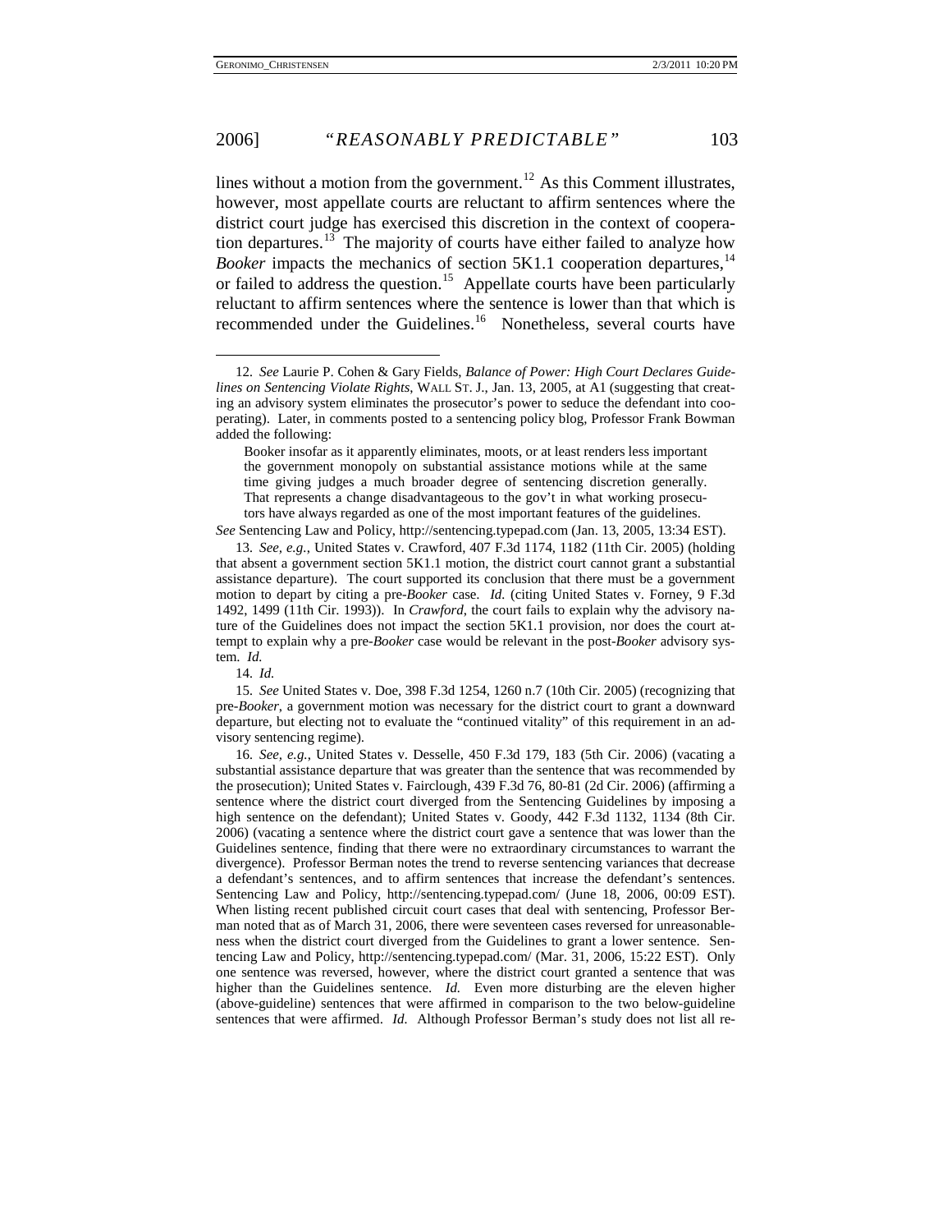lines without a motion from the government.[12] As this Comment illustrates, however, most appellate courts are reluctant to affirm sentences where the district court judge has exercised this discretion in the context of cooperation departures.[13] The majority of courts have either failed to analyze how *Booker* impacts the mechanics of section 5K1.1 cooperation departures,[14] or failed to address the question.[15] Appellate courts have been particularly reluctant to affirm sentences where the sentence is lower than that which is recommended under the Guidelines.[16] Nonetheless, several courts have

---

12. *See* Laurie P. Cohen & Gary Fields, *Balance of Power: High Court Declares Guidelines on Sentencing Violate Rights*, WALL ST. J., Jan. 13, 2005, at A1 (suggesting that creating an advisory system eliminates the prosecutor's power to seduce the defendant into cooperating). Later, in comments posted to a sentencing policy blog, Professor Frank Bowman added the following:

> Booker insofar as it apparently eliminates, moots, or at least renders less important the government monopoly on substantial assistance motions while at the same time giving judges a much broader degree of sentencing discretion generally. That represents a change disadvantageous to the gov't in what working prosecutors have always regarded as one of the most important features of the guidelines.

*See* Sentencing Law and Policy, http://sentencing.typepad.com (Jan. 13, 2005, 13:34 EST).

13. *See, e.g.*, United States v. Crawford, 407 F.3d 1174, 1182 (11th Cir. 2005) (holding that absent a government section 5K1.1 motion, the district court cannot grant a substantial assistance departure). The court supported its conclusion that there must be a government motion to depart by citing a pre-*Booker* case. *Id.* (citing United States v. Forney, 9 F.3d 1492, 1499 (11th Cir. 1993)). In *Crawford*, the court fails to explain why the advisory nature of the Guidelines does not impact the section 5K1.1 provision, nor does the court attempt to explain why a pre-*Booker* case would be relevant in the post-*Booker* advisory system. *Id.*

14. *Id.*

15. *See* United States v. Doe, 398 F.3d 1254, 1260 n.7 (10th Cir. 2005) (recognizing that pre-*Booker*, a government motion was necessary for the district court to grant a downward departure, but electing not to evaluate the "continued vitality" of this requirement in an advisory sentencing regime).

16. *See, e.g.*, United States v. Desselle, 450 F.3d 179, 183 (5th Cir. 2006) (vacating a substantial assistance departure that was greater than the sentence that was recommended by the prosecution); United States v. Fairclough, 439 F.3d 76, 80-81 (2d Cir. 2006) (affirming a sentence where the district court diverged from the Sentencing Guidelines by imposing a high sentence on the defendant); United States v. Goody, 442 F.3d 1132, 1134 (8th Cir. 2006) (vacating a sentence where the district court gave a sentence that was lower than the Guidelines sentence, finding that there were no extraordinary circumstances to warrant the divergence). Professor Berman notes the trend to reverse sentencing variances that decrease a defendant's sentences, and to affirm sentences that increase the defendant's sentences. Sentencing Law and Policy, http://sentencing.typepad.com/ (June 18, 2006, 00:09 EST). When listing recent published circuit court cases that deal with sentencing, Professor Berman noted that as of March 31, 2006, there were seventeen cases reversed for unreasonableness when the district court diverged from the Guidelines to grant a lower sentence. Sentencing Law and Policy, http://sentencing.typepad.com/ (Mar. 31, 2006, 15:22 EST). Only one sentence was reversed, however, where the district court granted a sentence that was higher than the Guidelines sentence. *Id.* Even more disturbing are the eleven higher (above-guideline) sentences that were affirmed in comparison to the two below-guideline sentences that were affirmed. *Id.* Although Professor Berman's study does not list all re-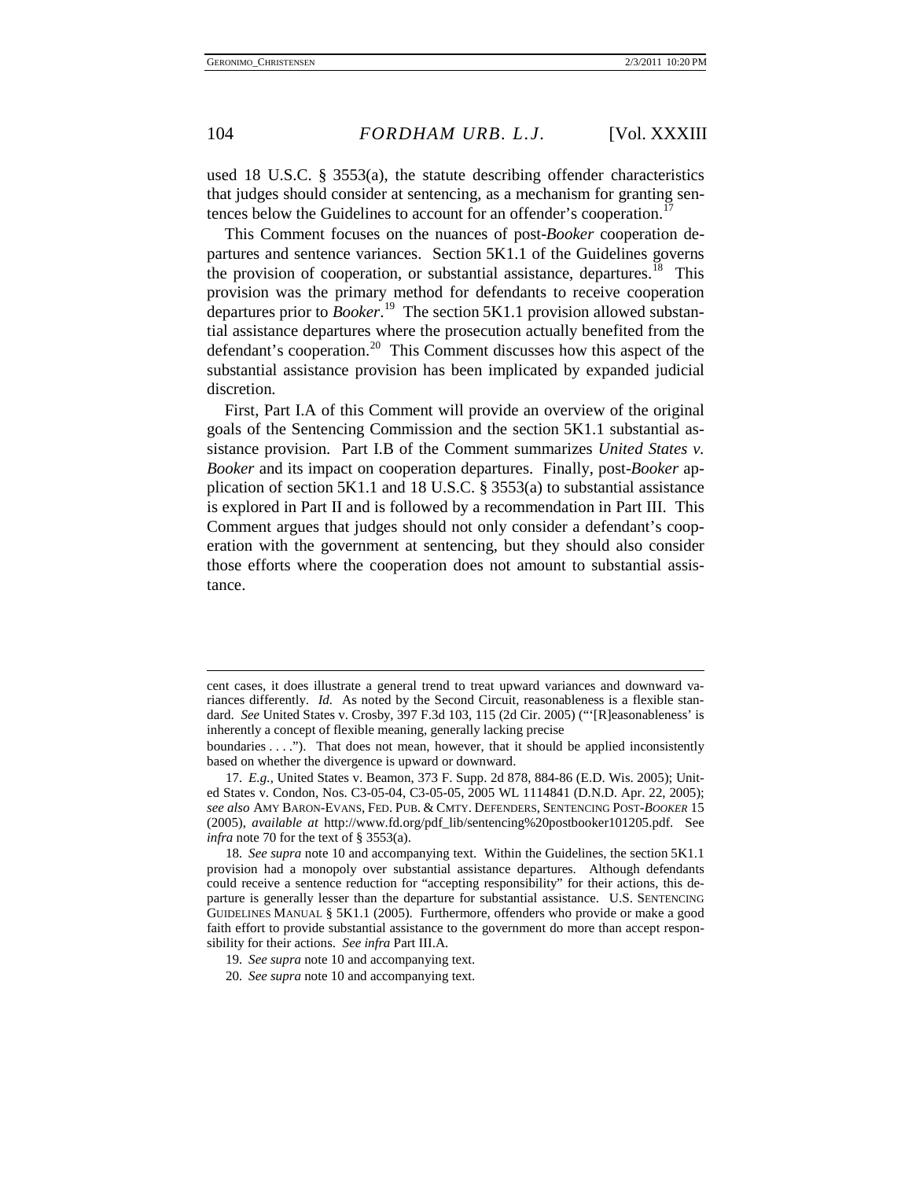used 18 U.S.C. § 3553(a), the statute describing offender characteristics that judges should consider at sentencing, as a mechanism for granting sentences below the Guidelines to account for an offender's cooperation.[17]

This Comment focuses on the nuances of post-*Booker* cooperation departures and sentence variances. Section 5K1.1 of the Guidelines governs the provision of cooperation, or substantial assistance, departures.[18] This provision was the primary method for defendants to receive cooperation departures prior to *Booker*.[19] The section 5K1.1 provision allowed substantial assistance departures where the prosecution actually benefited from the defendant's cooperation.[20] This Comment discusses how this aspect of the substantial assistance provision has been implicated by expanded judicial discretion.

First, Part I.A of this Comment will provide an overview of the original goals of the Sentencing Commission and the section 5K1.1 substantial assistance provision. Part I.B of the Comment summarizes *United States v. Booker* and its impact on cooperation departures. Finally, post-*Booker* application of section 5K1.1 and 18 U.S.C. § 3553(a) to substantial assistance is explored in Part II and is followed by a recommendation in Part III. This Comment argues that judges should not only consider a defendant's cooperation with the government at sentencing, but they should also consider those efforts where the cooperation does not amount to substantial assistance.

---

cent cases, it does illustrate a general trend to treat upward variances and downward variances differently. *Id.* As noted by the Second Circuit, reasonableness is a flexible standard. *See* United States v. Crosby, 397 F.3d 103, 115 (2d Cir. 2005) ("'[R]easonableness' is inherently a concept of flexible meaning, generally lacking precise boundaries . . . ."). That does not mean, however, that it should be applied inconsistently based on whether the divergence is upward or downward.

17. *E.g.*, United States v. Beamon, 373 F. Supp. 2d 878, 884-86 (E.D. Wis. 2005); United States v. Condon, Nos. C3-05-04, C3-05-05, 2005 WL 1114841 (D.N.D. Apr. 22, 2005); *see also* AMY BARON-EVANS, FED. PUB. & CMTY. DEFENDERS, SENTENCING POST-*BOOKER* 15 (2005), *available at* http://www.fd.org/pdf_lib/sentencing%20postbooker101205.pdf. See *infra* note 70 for the text of § 3553(a).

18. *See supra* note 10 and accompanying text. Within the Guidelines, the section 5K1.1 provision had a monopoly over substantial assistance departures. Although defendants could receive a sentence reduction for "accepting responsibility" for their actions, this departure is generally lesser than the departure for substantial assistance. U.S. SENTENCING GUIDELINES MANUAL § 5K1.1 (2005). Furthermore, offenders who provide or make a good faith effort to provide substantial assistance to the government do more than accept responsibility for their actions. *See infra* Part III.A.

19. *See supra* note 10 and accompanying text.

20. *See supra* note 10 and accompanying text.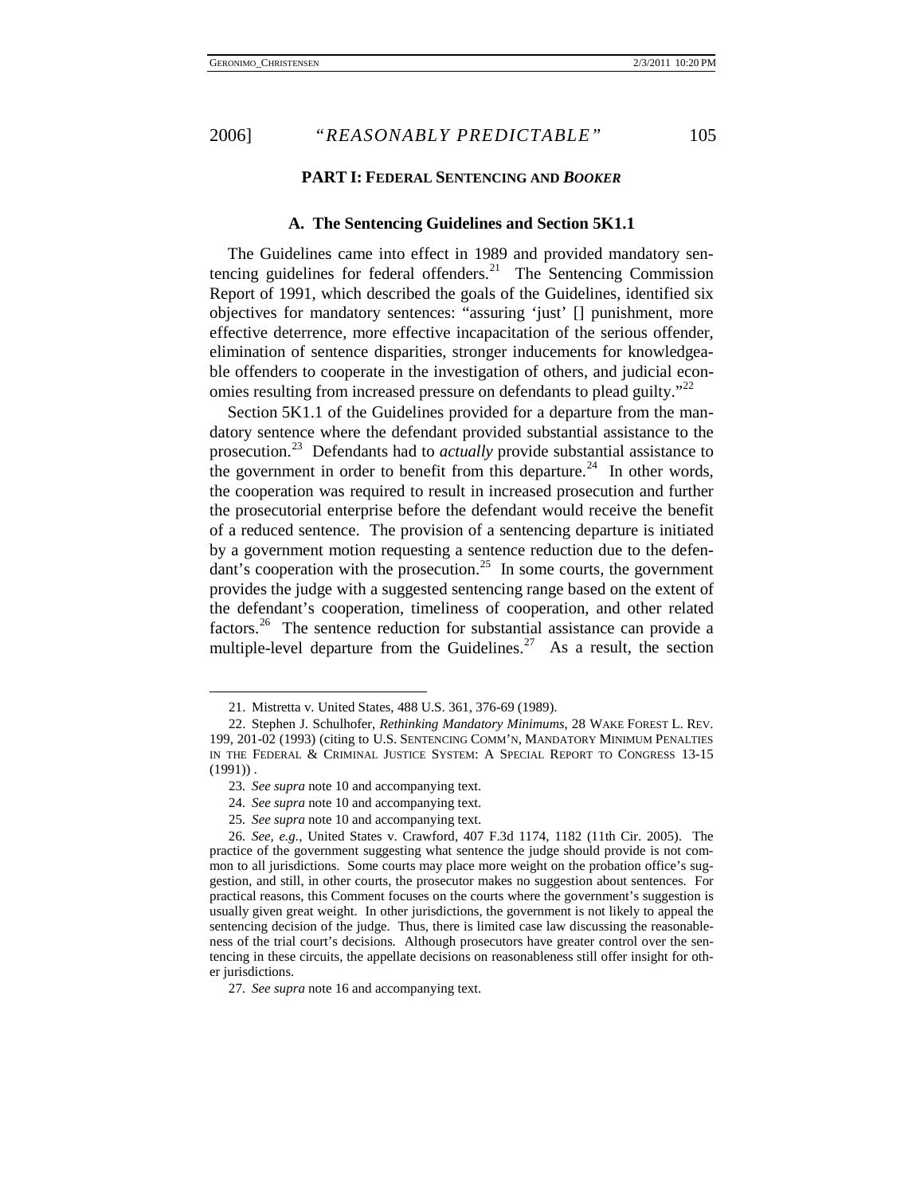## PART I: FEDERAL SENTENCING AND *BOOKER*

### A. The Sentencing Guidelines and Section 5K1.1

The Guidelines came into effect in 1989 and provided mandatory sentencing guidelines for federal offenders.[21] The Sentencing Commission Report of 1991, which described the goals of the Guidelines, identified six objectives for mandatory sentences: "assuring 'just' [] punishment, more effective deterrence, more effective incapacitation of the serious offender, elimination of sentence disparities, stronger inducements for knowledgeable offenders to cooperate in the investigation of others, and judicial economies resulting from increased pressure on defendants to plead guilty."[22]

Section 5K1.1 of the Guidelines provided for a departure from the mandatory sentence where the defendant provided substantial assistance to the prosecution.[23] Defendants had to *actually* provide substantial assistance to the government in order to benefit from this departure.[24] In other words, the cooperation was required to result in increased prosecution and further the prosecutorial enterprise before the defendant would receive the benefit of a reduced sentence. The provision of a sentencing departure is initiated by a government motion requesting a sentence reduction due to the defendant's cooperation with the prosecution.[25] In some courts, the government provides the judge with a suggested sentencing range based on the extent of the defendant's cooperation, timeliness of cooperation, and other related factors.[26] The sentence reduction for substantial assistance can provide a multiple-level departure from the Guidelines.[27] As a result, the section

---

21. Mistretta v. United States, 488 U.S. 361, 376-69 (1989).

22. Stephen J. Schulhofer, *Rethinking Mandatory Minimums*, 28 WAKE FOREST L. REV. 199, 201-02 (1993) (citing to U.S. SENTENCING COMM'N, MANDATORY MINIMUM PENALTIES IN THE FEDERAL & CRIMINAL JUSTICE SYSTEM: A SPECIAL REPORT TO CONGRESS 13-15 (1991)) .

23. *See supra* note 10 and accompanying text.

24. *See supra* note 10 and accompanying text.

25. *See supra* note 10 and accompanying text.

26. *See, e.g.*, United States v. Crawford, 407 F.3d 1174, 1182 (11th Cir. 2005). The practice of the government suggesting what sentence the judge should provide is not common to all jurisdictions. Some courts may place more weight on the probation office's suggestion, and still, in other courts, the prosecutor makes no suggestion about sentences. For practical reasons, this Comment focuses on the courts where the government's suggestion is usually given great weight. In other jurisdictions, the government is not likely to appeal the sentencing decision of the judge. Thus, there is limited case law discussing the reasonableness of the trial court's decisions. Although prosecutors have greater control over the sentencing in these circuits, the appellate decisions on reasonableness still offer insight for other jurisdictions.

27. *See supra* note 16 and accompanying text.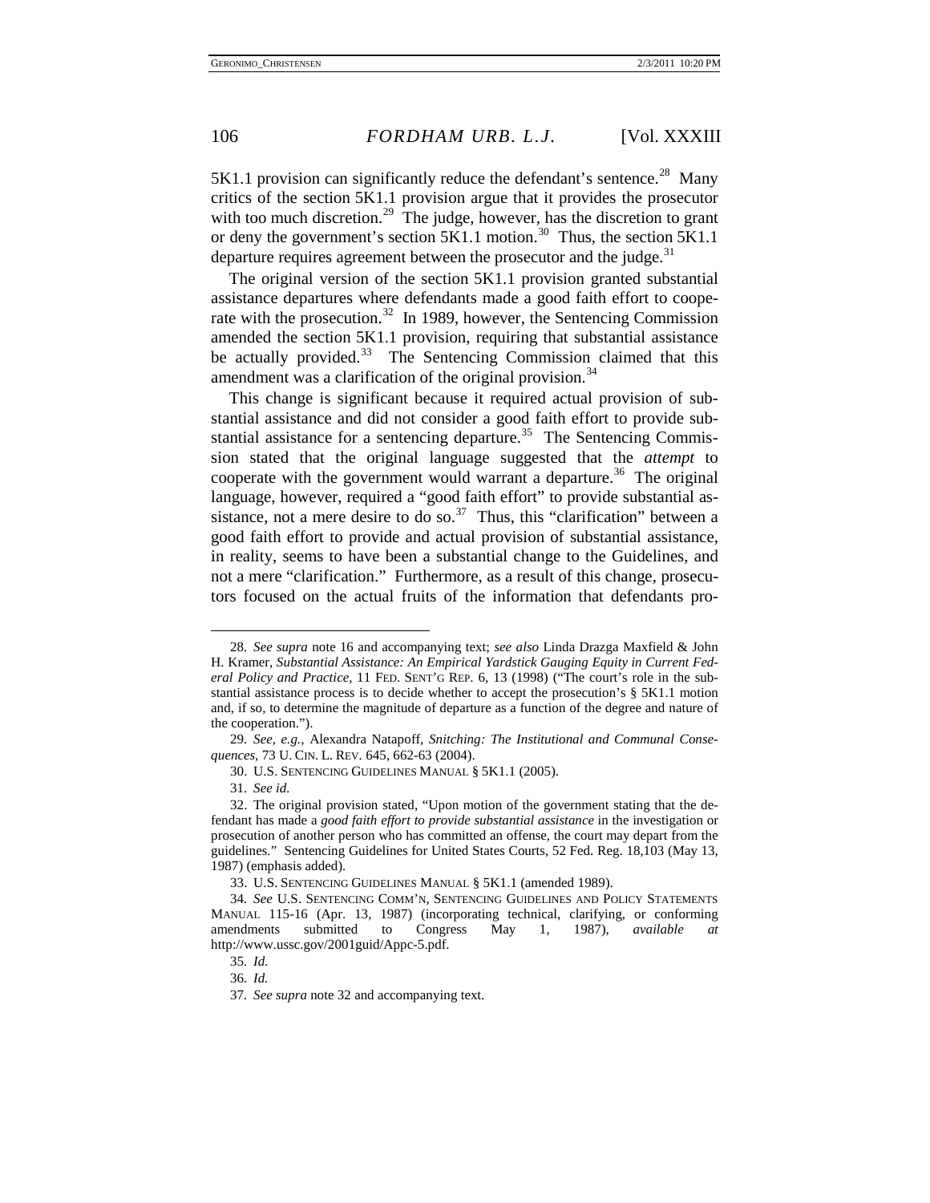5K1.1 provision can significantly reduce the defendant's sentence.[28] Many critics of the section 5K1.1 provision argue that it provides the prosecutor with too much discretion.[29] The judge, however, has the discretion to grant or deny the government's section 5K1.1 motion.[30] Thus, the section 5K1.1 departure requires agreement between the prosecutor and the judge.[31]

The original version of the section 5K1.1 provision granted substantial assistance departures where defendants made a good faith effort to cooperate with the prosecution.[32] In 1989, however, the Sentencing Commission amended the section 5K1.1 provision, requiring that substantial assistance be actually provided.[33] The Sentencing Commission claimed that this amendment was a clarification of the original provision.[34]

This change is significant because it required actual provision of substantial assistance and did not consider a good faith effort to provide substantial assistance for a sentencing departure.[35] The Sentencing Commission stated that the original language suggested that the *attempt* to cooperate with the government would warrant a departure.[36] The original language, however, required a "good faith effort" to provide substantial assistance, not a mere desire to do so.[37] Thus, this "clarification" between a good faith effort to provide and actual provision of substantial assistance, in reality, seems to have been a substantial change to the Guidelines, and not a mere "clarification." Furthermore, as a result of this change, prosecutors focused on the actual fruits of the information that defendants pro-

---

28. *See supra* note 16 and accompanying text; *see also* Linda Drazga Maxfield & John H. Kramer, *Substantial Assistance: An Empirical Yardstick Gauging Equity in Current Federal Policy and Practice*, 11 FED. SENT'G REP. 6, 13 (1998) ("The court's role in the substantial assistance process is to decide whether to accept the prosecution's § 5K1.1 motion and, if so, to determine the magnitude of departure as a function of the degree and nature of the cooperation.").

29. *See, e.g.*, Alexandra Natapoff, *Snitching: The Institutional and Communal Consequences*, 73 U. CIN. L. REV. 645, 662-63 (2004).

30. U.S. SENTENCING GUIDELINES MANUAL § 5K1.1 (2005).

31. *See id.*

32. The original provision stated, "Upon motion of the government stating that the defendant has made a *good faith effort to provide substantial assistance* in the investigation or prosecution of another person who has committed an offense, the court may depart from the guidelines." Sentencing Guidelines for United States Courts, 52 Fed. Reg. 18,103 (May 13, 1987) (emphasis added).

33. U.S. SENTENCING GUIDELINES MANUAL § 5K1.1 (amended 1989).

34. *See* U.S. SENTENCING COMM'N, SENTENCING GUIDELINES AND POLICY STATEMENTS MANUAL 115-16 (Apr. 13, 1987) (incorporating technical, clarifying, or conforming amendments submitted to Congress May 1, 1987), *available at* http://www.ussc.gov/2001guid/Appc-5.pdf.

35. *Id.*

36. *Id.*

37. *See supra* note 32 and accompanying text.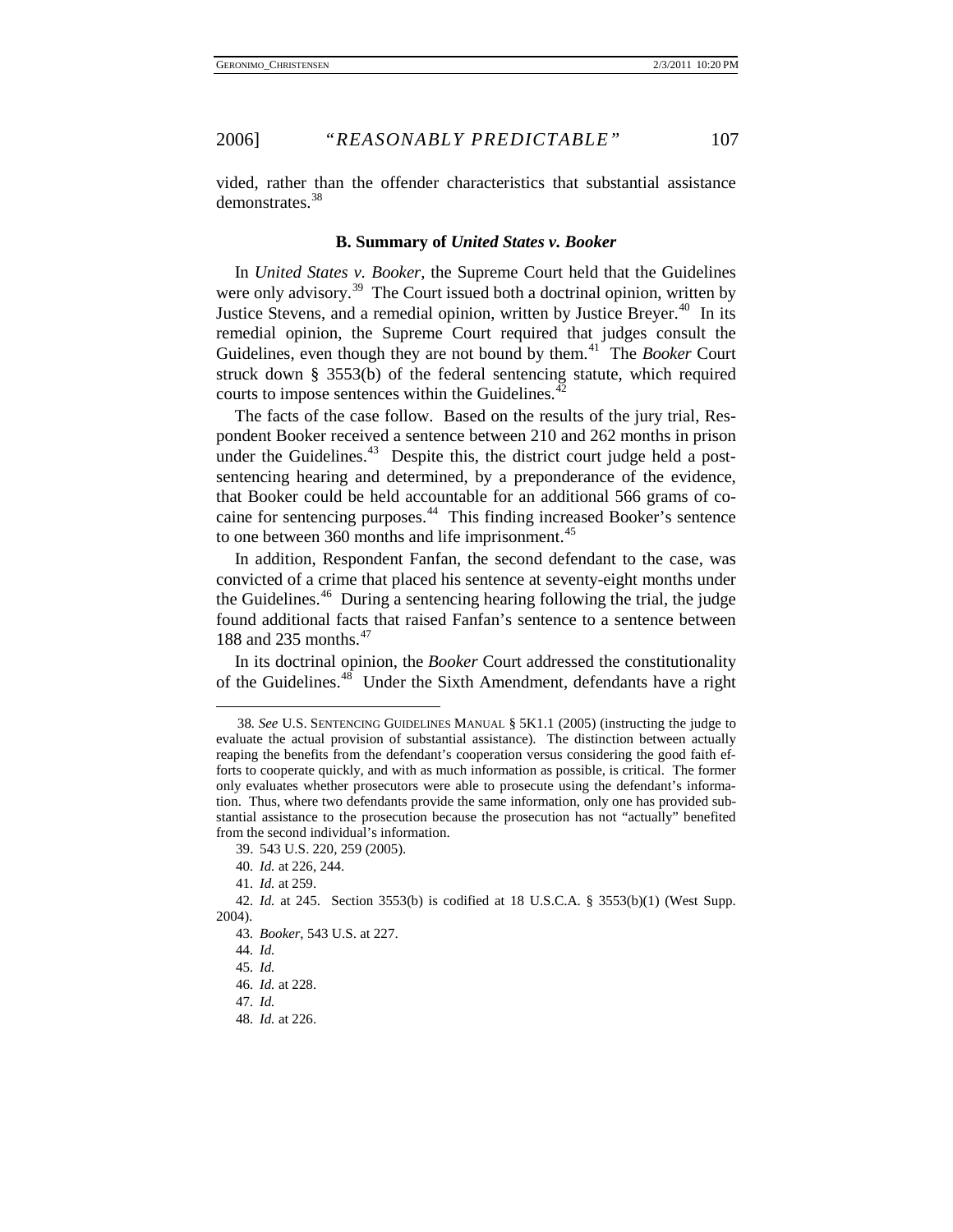vided, rather than the offender characteristics that substantial assistance demonstrates.[38]

### B. Summary of *United States v. Booker*

In *United States v. Booker*, the Supreme Court held that the Guidelines were only advisory.[39] The Court issued both a doctrinal opinion, written by Justice Stevens, and a remedial opinion, written by Justice Breyer.[40] In its remedial opinion, the Supreme Court required that judges consult the Guidelines, even though they are not bound by them.[41] The *Booker* Court struck down § 3553(b) of the federal sentencing statute, which required courts to impose sentences within the Guidelines.[42]

The facts of the case follow. Based on the results of the jury trial, Respondent Booker received a sentence between 210 and 262 months in prison under the Guidelines.[43] Despite this, the district court judge held a post-sentencing hearing and determined, by a preponderance of the evidence, that Booker could be held accountable for an additional 566 grams of cocaine for sentencing purposes.[44] This finding increased Booker's sentence to one between 360 months and life imprisonment.[45]

In addition, Respondent Fanfan, the second defendant to the case, was convicted of a crime that placed his sentence at seventy-eight months under the Guidelines.[46] During a sentencing hearing following the trial, the judge found additional facts that raised Fanfan's sentence to a sentence between 188 and 235 months.[47]

In its doctrinal opinion, the *Booker* Court addressed the constitutionality of the Guidelines.[48] Under the Sixth Amendment, defendants have a right

---

38. *See* U.S. SENTENCING GUIDELINES MANUAL § 5K1.1 (2005) (instructing the judge to evaluate the actual provision of substantial assistance). The distinction between actually reaping the benefits from the defendant's cooperation versus considering the good faith efforts to cooperate quickly, and with as much information as possible, is critical. The former only evaluates whether prosecutors were able to prosecute using the defendant's information. Thus, where two defendants provide the same information, only one has provided substantial assistance to the prosecution because the prosecution has not "actually" benefited from the second individual's information.

39. 543 U.S. 220, 259 (2005).

40. *Id.* at 226, 244.

41. *Id.* at 259.

42. *Id.* at 245. Section 3553(b) is codified at 18 U.S.C.A. § 3553(b)(1) (West Supp. 2004).

43. *Booker*, 543 U.S. at 227.

44. *Id.*

45. *Id.*

46. *Id.* at 228.

47. *Id.*

48. *Id.* at 226.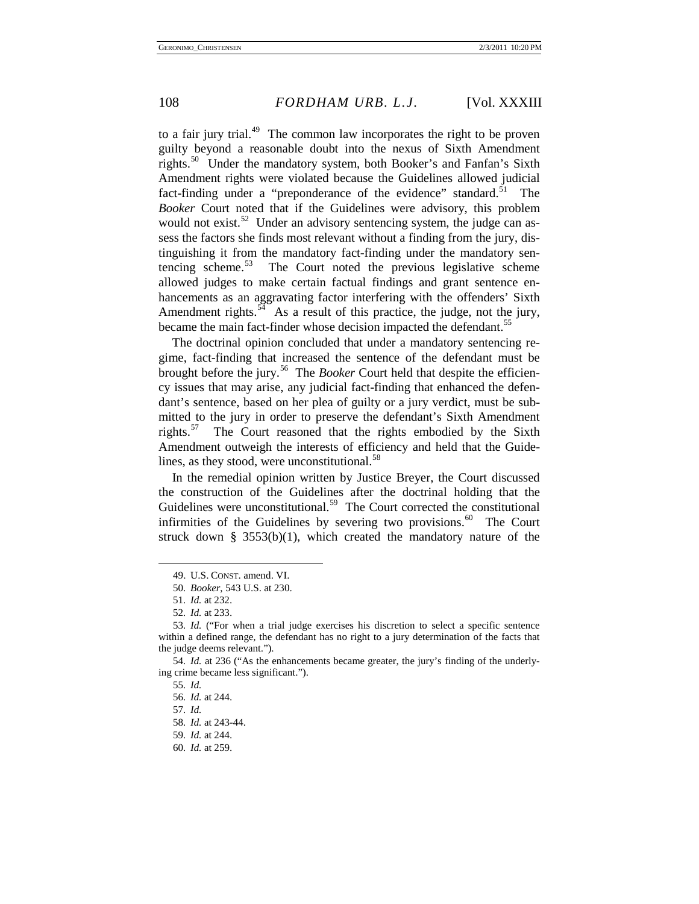to a fair jury trial.[49] The common law incorporates the right to be proven guilty beyond a reasonable doubt into the nexus of Sixth Amendment rights.[50] Under the mandatory system, both Booker's and Fanfan's Sixth Amendment rights were violated because the Guidelines allowed judicial fact-finding under a "preponderance of the evidence" standard.[51] The *Booker* Court noted that if the Guidelines were advisory, this problem would not exist.[52] Under an advisory sentencing system, the judge can assess the factors she finds most relevant without a finding from the jury, distinguishing it from the mandatory fact-finding under the mandatory sentencing scheme.[53] The Court noted the previous legislative scheme allowed judges to make certain factual findings and grant sentence enhancements as an aggravating factor interfering with the offenders' Sixth Amendment rights.[54] As a result of this practice, the judge, not the jury, became the main fact-finder whose decision impacted the defendant.[55]

The doctrinal opinion concluded that under a mandatory sentencing regime, fact-finding that increased the sentence of the defendant must be brought before the jury.[56] The *Booker* Court held that despite the efficiency issues that may arise, any judicial fact-finding that enhanced the defendant's sentence, based on her plea of guilty or a jury verdict, must be submitted to the jury in order to preserve the defendant's Sixth Amendment rights.[57] The Court reasoned that the rights embodied by the Sixth Amendment outweigh the interests of efficiency and held that the Guidelines, as they stood, were unconstitutional.[58]

In the remedial opinion written by Justice Breyer, the Court discussed the construction of the Guidelines after the doctrinal holding that the Guidelines were unconstitutional.[59] The Court corrected the constitutional infirmities of the Guidelines by severing two provisions.[60] The Court struck down § 3553(b)(1), which created the mandatory nature of the

---

49. U.S. CONST. amend. VI.

50. *Booker*, 543 U.S. at 230.

51. *Id.* at 232.

52. *Id.* at 233.

53. *Id.* ("For when a trial judge exercises his discretion to select a specific sentence within a defined range, the defendant has no right to a jury determination of the facts that the judge deems relevant.").

54. *Id.* at 236 ("As the enhancements became greater, the jury's finding of the underlying crime became less significant.").

55. *Id.*

56. *Id.* at 244.

57. *Id.*

58. *Id.* at 243-44.

59. *Id.* at 244.

60. *Id.* at 259.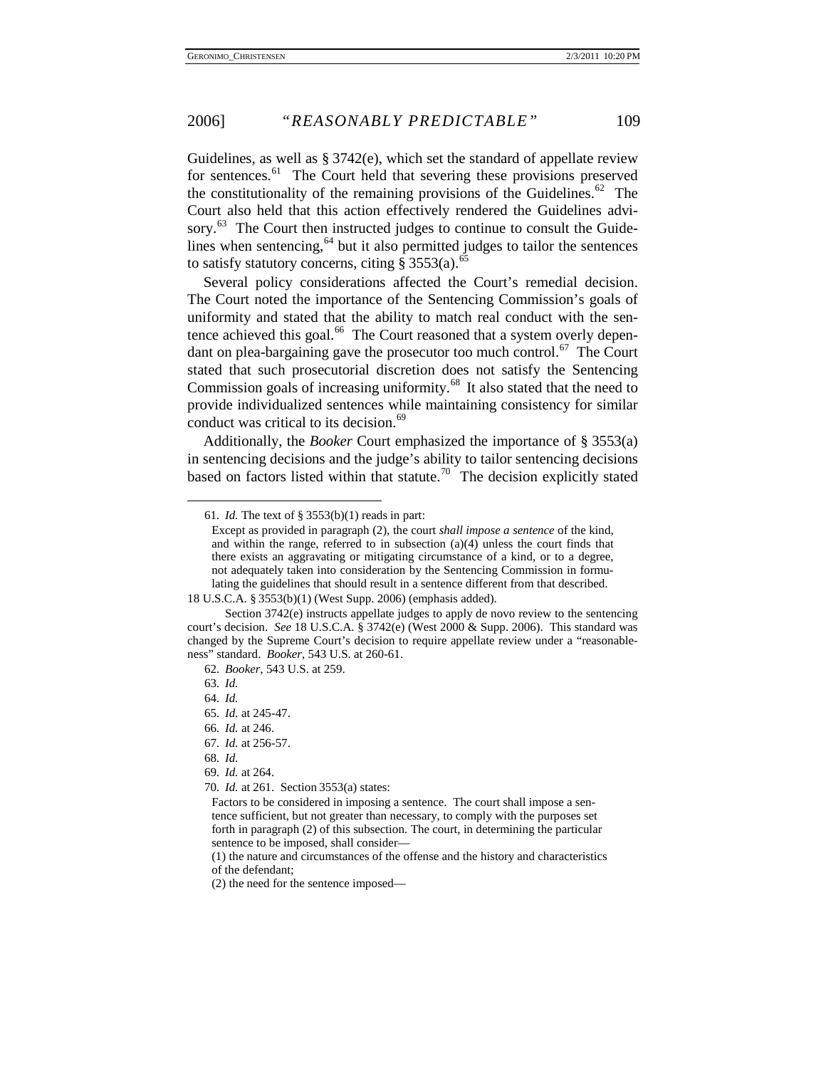Guidelines, as well as § 3742(e), which set the standard of appellate review for sentences.[61] The Court held that severing these provisions preserved the constitutionality of the remaining provisions of the Guidelines.[62] The Court also held that this action effectively rendered the Guidelines advisory.[63] The Court then instructed judges to continue to consult the Guidelines when sentencing,[64] but it also permitted judges to tailor the sentences to satisfy statutory concerns, citing § 3553(a).[65]

Several policy considerations affected the Court's remedial decision. The Court noted the importance of the Sentencing Commission's goals of uniformity and stated that the ability to match real conduct with the sentence achieved this goal.[66] The Court reasoned that a system overly dependant on plea-bargaining gave the prosecutor too much control.[67] The Court stated that such prosecutorial discretion does not satisfy the Sentencing Commission goals of increasing uniformity.[68] It also stated that the need to provide individualized sentences while maintaining consistency for similar conduct was critical to its decision.[69]

Additionally, the *Booker* Court emphasized the importance of § 3553(a) in sentencing decisions and the judge's ability to tailor sentencing decisions based on factors listed within that statute.[70] The decision explicitly stated

---

61. *Id.* The text of § 3553(b)(1) reads in part:

> Except as provided in paragraph (2), the court *shall impose a sentence* of the kind, and within the range, referred to in subsection (a)(4) unless the court finds that there exists an aggravating or mitigating circumstance of a kind, or to a degree, not adequately taken into consideration by the Sentencing Commission in formulating the guidelines that should result in a sentence different from that described.

18 U.S.C.A. § 3553(b)(1) (West Supp. 2006) (emphasis added).

Section 3742(e) instructs appellate judges to apply de novo review to the sentencing court's decision. *See* 18 U.S.C.A. § 3742(e) (West 2000 & Supp. 2006). This standard was changed by the Supreme Court's decision to require appellate review under a "reasonableness" standard. *Booker*, 543 U.S. at 260-61.

62. *Booker*, 543 U.S. at 259.

63. *Id.*

64. *Id.*

65. *Id.* at 245-47.

66. *Id.* at 246.

67. *Id.* at 256-57.

68. *Id.*

69. *Id.* at 264.

70. *Id.* at 261. Section 3553(a) states:

> Factors to be considered in imposing a sentence. The court shall impose a sentence sufficient, but not greater than necessary, to comply with the purposes set forth in paragraph (2) of this subsection. The court, in determining the particular sentence to be imposed, shall consider—
>
> (1) the nature and circumstances of the offense and the history and characteristics of the defendant;
>
> (2) the need for the sentence imposed—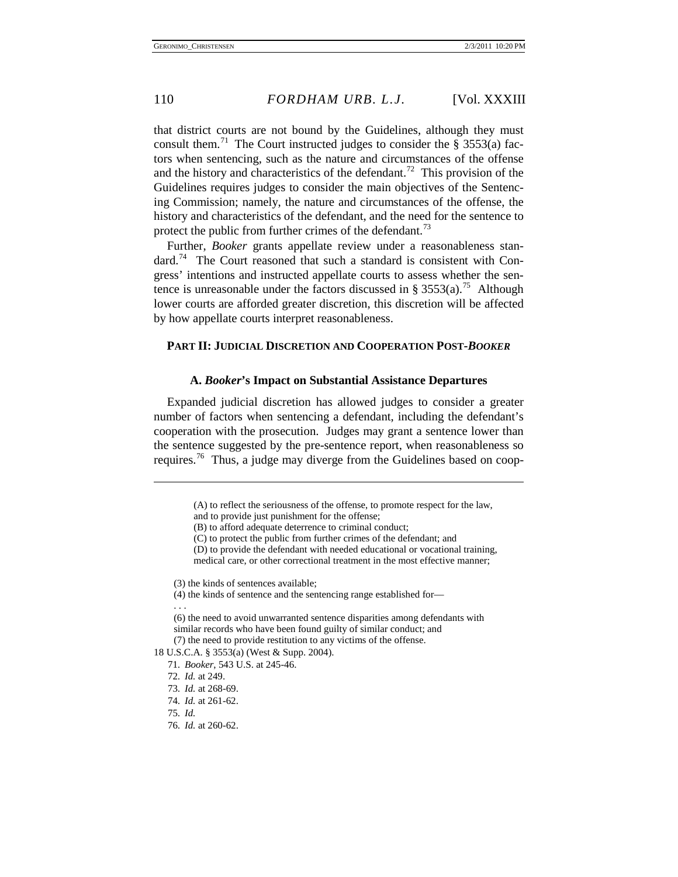that district courts are not bound by the Guidelines, although they must consult them.[71] The Court instructed judges to consider the § 3553(a) factors when sentencing, such as the nature and circumstances of the offense and the history and characteristics of the defendant.[72] This provision of the Guidelines requires judges to consider the main objectives of the Sentencing Commission; namely, the nature and circumstances of the offense, the history and characteristics of the defendant, and the need for the sentence to protect the public from further crimes of the defendant.[73]

Further, *Booker* grants appellate review under a reasonableness standard.[74] The Court reasoned that such a standard is consistent with Congress' intentions and instructed appellate courts to assess whether the sentence is unreasonable under the factors discussed in § 3553(a).[75] Although lower courts are afforded greater discretion, this discretion will be affected by how appellate courts interpret reasonableness.

## PART II: JUDICIAL DISCRETION AND COOPERATION POST-*BOOKER*

### A. *Booker*'s Impact on Substantial Assistance Departures

Expanded judicial discretion has allowed judges to consider a greater number of factors when sentencing a defendant, including the defendant's cooperation with the prosecution. Judges may grant a sentence lower than the sentence suggested by the pre-sentence report, when reasonableness so requires.[76] Thus, a judge may diverge from the Guidelines based on coop-

---

> (A) to reflect the seriousness of the offense, to promote respect for the law, and to provide just punishment for the offense;
>
> (B) to afford adequate deterrence to criminal conduct;
>
> (C) to protect the public from further crimes of the defendant; and
>
> (D) to provide the defendant with needed educational or vocational training, medical care, or other correctional treatment in the most effective manner;
>
> (3) the kinds of sentences available;
>
> (4) the kinds of sentence and the sentencing range established for—
>
> . . .
>
> (6) the need to avoid unwarranted sentence disparities among defendants with similar records who have been found guilty of similar conduct; and
>
> (7) the need to provide restitution to any victims of the offense.

18 U.S.C.A. § 3553(a) (West & Supp. 2004).

71. *Booker*, 543 U.S. at 245-46.

72. *Id.* at 249.

73. *Id.* at 268-69.

74. *Id.* at 261-62.

75. *Id.*

76. *Id.* at 260-62.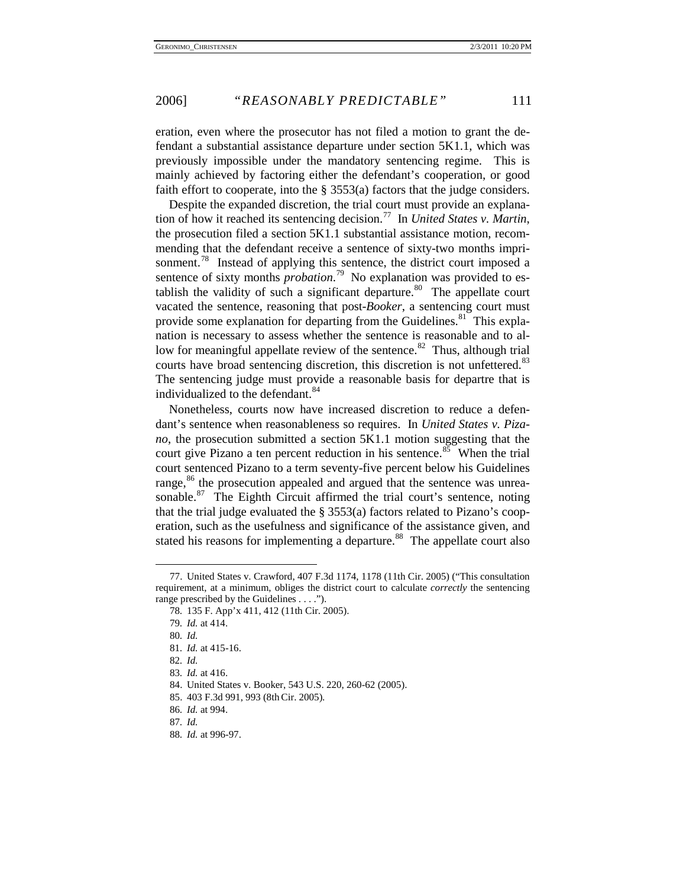eration, even where the prosecutor has not filed a motion to grant the defendant a substantial assistance departure under section 5K1.1, which was previously impossible under the mandatory sentencing regime. This is mainly achieved by factoring either the defendant's cooperation, or good faith effort to cooperate, into the § 3553(a) factors that the judge considers.

Despite the expanded discretion, the trial court must provide an explanation of how it reached its sentencing decision.[77] In *United States v. Martin*, the prosecution filed a section 5K1.1 substantial assistance motion, recommending that the defendant receive a sentence of sixty-two months imprisonment.[78] Instead of applying this sentence, the district court imposed a sentence of sixty months *probation*.[79] No explanation was provided to establish the validity of such a significant departure.[80] The appellate court vacated the sentence, reasoning that post-*Booker*, a sentencing court must provide some explanation for departing from the Guidelines.[81] This explanation is necessary to assess whether the sentence is reasonable and to allow for meaningful appellate review of the sentence.[82] Thus, although trial courts have broad sentencing discretion, this discretion is not unfettered.[83] The sentencing judge must provide a reasonable basis for departre that is individualized to the defendant.[84]

Nonetheless, courts now have increased discretion to reduce a defendant's sentence when reasonableness so requires. In *United States v. Pizano*, the prosecution submitted a section 5K1.1 motion suggesting that the court give Pizano a ten percent reduction in his sentence.[85] When the trial court sentenced Pizano to a term seventy-five percent below his Guidelines range,[86] the prosecution appealed and argued that the sentence was unreasonable.[87] The Eighth Circuit affirmed the trial court's sentence, noting that the trial judge evaluated the § 3553(a) factors related to Pizano's cooperation, such as the usefulness and significance of the assistance given, and stated his reasons for implementing a departure.[88] The appellate court also

77. United States v. Crawford, 407 F.3d 1174, 1178 (11th Cir. 2005) ("This consultation requirement, at a minimum, obliges the district court to calculate *correctly* the sentencing range prescribed by the Guidelines . . . .").

78. 135 F. App'x 411, 412 (11th Cir. 2005).

79. *Id.* at 414.

80. *Id.*

81. *Id.* at 415-16.

82. *Id.*

83. *Id.* at 416.

84. United States v. Booker, 543 U.S. 220, 260-62 (2005).

85. 403 F.3d 991, 993 (8th Cir. 2005).

86. *Id.* at 994.

87. *Id.*

88. *Id.* at 996-97.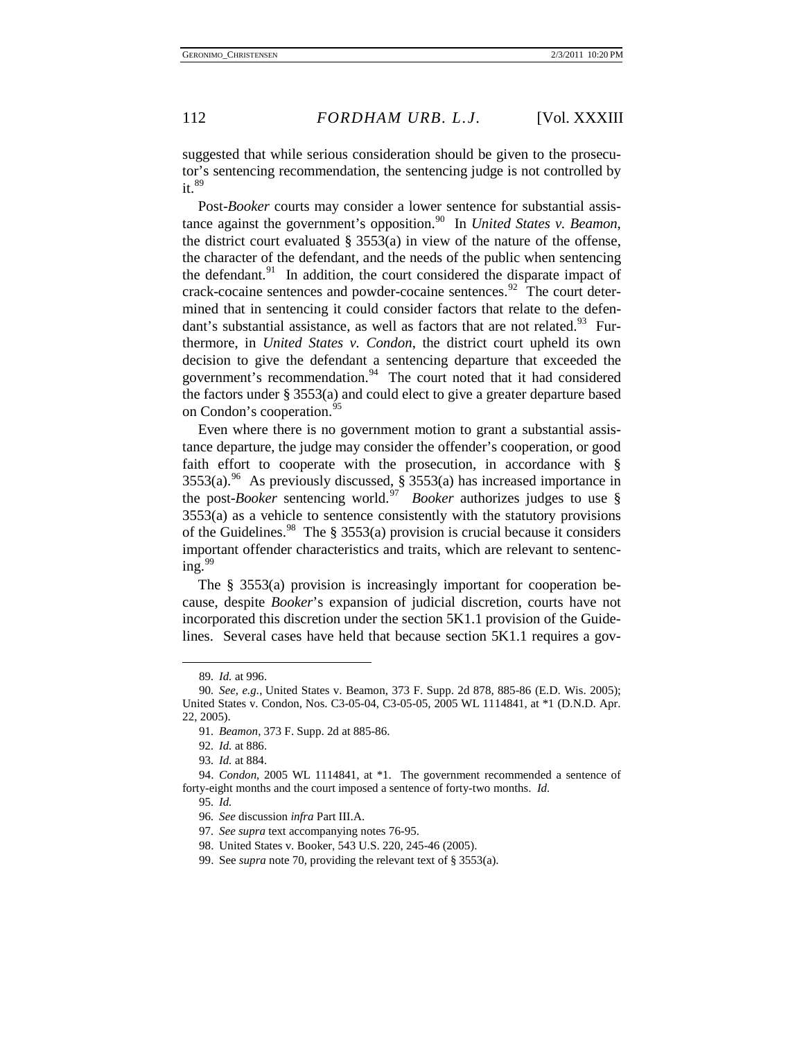suggested that while serious consideration should be given to the prosecutor's sentencing recommendation, the sentencing judge is not controlled by it.[89]

Post-*Booker* courts may consider a lower sentence for substantial assistance against the government's opposition.[90] In *United States v. Beamon*, the district court evaluated § 3553(a) in view of the nature of the offense, the character of the defendant, and the needs of the public when sentencing the defendant.[91] In addition, the court considered the disparate impact of crack-cocaine sentences and powder-cocaine sentences.[92] The court determined that in sentencing it could consider factors that relate to the defendant's substantial assistance, as well as factors that are not related.[93] Furthermore, in *United States v. Condon*, the district court upheld its own decision to give the defendant a sentencing departure that exceeded the government's recommendation.[94] The court noted that it had considered the factors under § 3553(a) and could elect to give a greater departure based on Condon's cooperation.[95]

Even where there is no government motion to grant a substantial assistance departure, the judge may consider the offender's cooperation, or good faith effort to cooperate with the prosecution, in accordance with § 3553(a).[96] As previously discussed, § 3553(a) has increased importance in the post-*Booker* sentencing world.[97] *Booker* authorizes judges to use § 3553(a) as a vehicle to sentence consistently with the statutory provisions of the Guidelines.[98] The § 3553(a) provision is crucial because it considers important offender characteristics and traits, which are relevant to sentencing.[99]

The § 3553(a) provision is increasingly important for cooperation because, despite *Booker*'s expansion of judicial discretion, courts have not incorporated this discretion under the section 5K1.1 provision of the Guidelines. Several cases have held that because section 5K1.1 requires a gov-

---

89. *Id.* at 996.

90. *See, e.g.*, United States v. Beamon, 373 F. Supp. 2d 878, 885-86 (E.D. Wis. 2005); United States v. Condon, Nos. C3-05-04, C3-05-05, 2005 WL 1114841, at *1 (D.N.D. Apr. 22, 2005).

91. *Beamon*, 373 F. Supp. 2d at 885-86.

92. *Id.* at 886.

93. *Id.* at 884.

94. *Condon*, 2005 WL 1114841, at *1. The government recommended a sentence of forty-eight months and the court imposed a sentence of forty-two months. *Id.*

95. *Id.*

96. *See* discussion *infra* Part III.A.

97. *See supra* text accompanying notes 76-95.

98. United States v. Booker, 543 U.S. 220, 245-46 (2005).

99. See *supra* note 70, providing the relevant text of § 3553(a).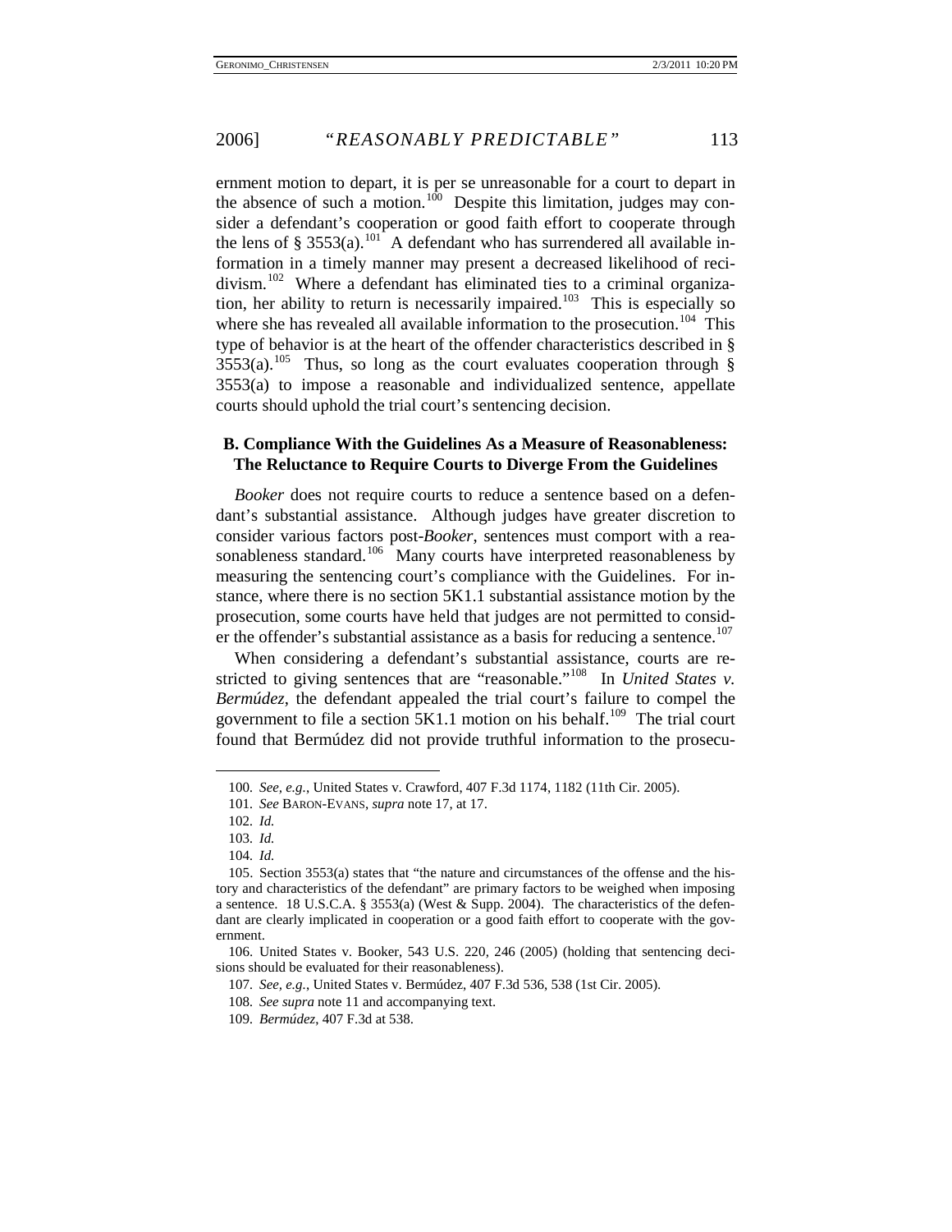ernment motion to depart, it is per se unreasonable for a court to depart in the absence of such a motion.[100] Despite this limitation, judges may consider a defendant's cooperation or good faith effort to cooperate through the lens of § 3553(a).[101] A defendant who has surrendered all available information in a timely manner may present a decreased likelihood of recidivism.[102] Where a defendant has eliminated ties to a criminal organization, her ability to return is necessarily impaired.[103] This is especially so where she has revealed all available information to the prosecution.[104] This type of behavior is at the heart of the offender characteristics described in § 3553(a).[105] Thus, so long as the court evaluates cooperation through § 3553(a) to impose a reasonable and individualized sentence, appellate courts should uphold the trial court's sentencing decision.

### B. Compliance With the Guidelines As a Measure of Reasonableness: The Reluctance to Require Courts to Diverge From the Guidelines

*Booker* does not require courts to reduce a sentence based on a defendant's substantial assistance. Although judges have greater discretion to consider various factors post-*Booker*, sentences must comport with a reasonableness standard.[106] Many courts have interpreted reasonableness by measuring the sentencing court's compliance with the Guidelines. For instance, where there is no section 5K1.1 substantial assistance motion by the prosecution, some courts have held that judges are not permitted to consider the offender's substantial assistance as a basis for reducing a sentence.[107]

When considering a defendant's substantial assistance, courts are restricted to giving sentences that are "reasonable."[108] In *United States v. Bermúdez*, the defendant appealed the trial court's failure to compel the government to file a section 5K1.1 motion on his behalf.[109] The trial court found that Bermúdez did not provide truthful information to the prosecu-

---

100. *See, e.g.*, United States v. Crawford, 407 F.3d 1174, 1182 (11th Cir. 2005).

101. *See* BARON-EVANS, *supra* note 17, at 17.

102. *Id.*

103. *Id.*

104. *Id.*

105. Section 3553(a) states that "the nature and circumstances of the offense and the history and characteristics of the defendant" are primary factors to be weighed when imposing a sentence. 18 U.S.C.A. § 3553(a) (West & Supp. 2004). The characteristics of the defendant are clearly implicated in cooperation or a good faith effort to cooperate with the government.

106. United States v. Booker, 543 U.S. 220, 246 (2005) (holding that sentencing decisions should be evaluated for their reasonableness).

107. *See, e.g.*, United States v. Bermúdez, 407 F.3d 536, 538 (1st Cir. 2005).

108. *See supra* note 11 and accompanying text.

109. *Bermúdez*, 407 F.3d at 538.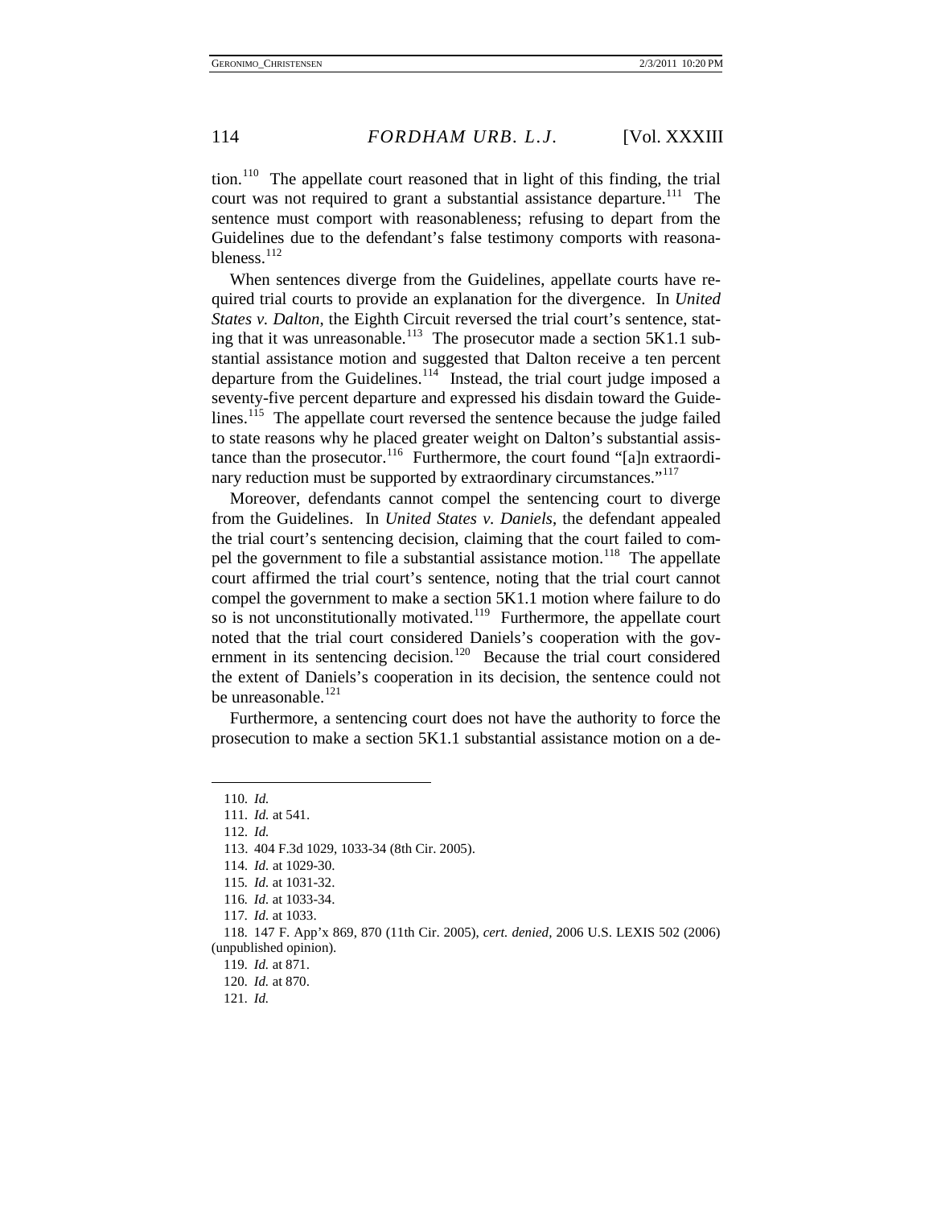tion.[110] The appellate court reasoned that in light of this finding, the trial court was not required to grant a substantial assistance departure.[111] The sentence must comport with reasonableness; refusing to depart from the Guidelines due to the defendant's false testimony comports with reasonableness.[112]

When sentences diverge from the Guidelines, appellate courts have required trial courts to provide an explanation for the divergence. In *United States v. Dalton*, the Eighth Circuit reversed the trial court's sentence, stating that it was unreasonable.[113] The prosecutor made a section 5K1.1 substantial assistance motion and suggested that Dalton receive a ten percent departure from the Guidelines.[114] Instead, the trial court judge imposed a seventy-five percent departure and expressed his disdain toward the Guidelines.[115] The appellate court reversed the sentence because the judge failed to state reasons why he placed greater weight on Dalton's substantial assistance than the prosecutor.[116] Furthermore, the court found "[a]n extraordinary reduction must be supported by extraordinary circumstances."[117]

Moreover, defendants cannot compel the sentencing court to diverge from the Guidelines. In *United States v. Daniels*, the defendant appealed the trial court's sentencing decision, claiming that the court failed to compel the government to file a substantial assistance motion.[118] The appellate court affirmed the trial court's sentence, noting that the trial court cannot compel the government to make a section 5K1.1 motion where failure to do so is not unconstitutionally motivated.[119] Furthermore, the appellate court noted that the trial court considered Daniels's cooperation with the government in its sentencing decision.[120] Because the trial court considered the extent of Daniels's cooperation in its decision, the sentence could not be unreasonable.[121]

Furthermore, a sentencing court does not have the authority to force the prosecution to make a section 5K1.1 substantial assistance motion on a de-

---

110. *Id.*

111. *Id.* at 541.

112. *Id.*

113. 404 F.3d 1029, 1033-34 (8th Cir. 2005).

114. *Id.* at 1029-30.

115. *Id.* at 1031-32.

116. *Id.* at 1033-34.

117. *Id.* at 1033.

118. 147 F. App'x 869, 870 (11th Cir. 2005), *cert. denied*, 2006 U.S. LEXIS 502 (2006) (unpublished opinion).

119. *Id.* at 871.

120. *Id.* at 870.

121. *Id.*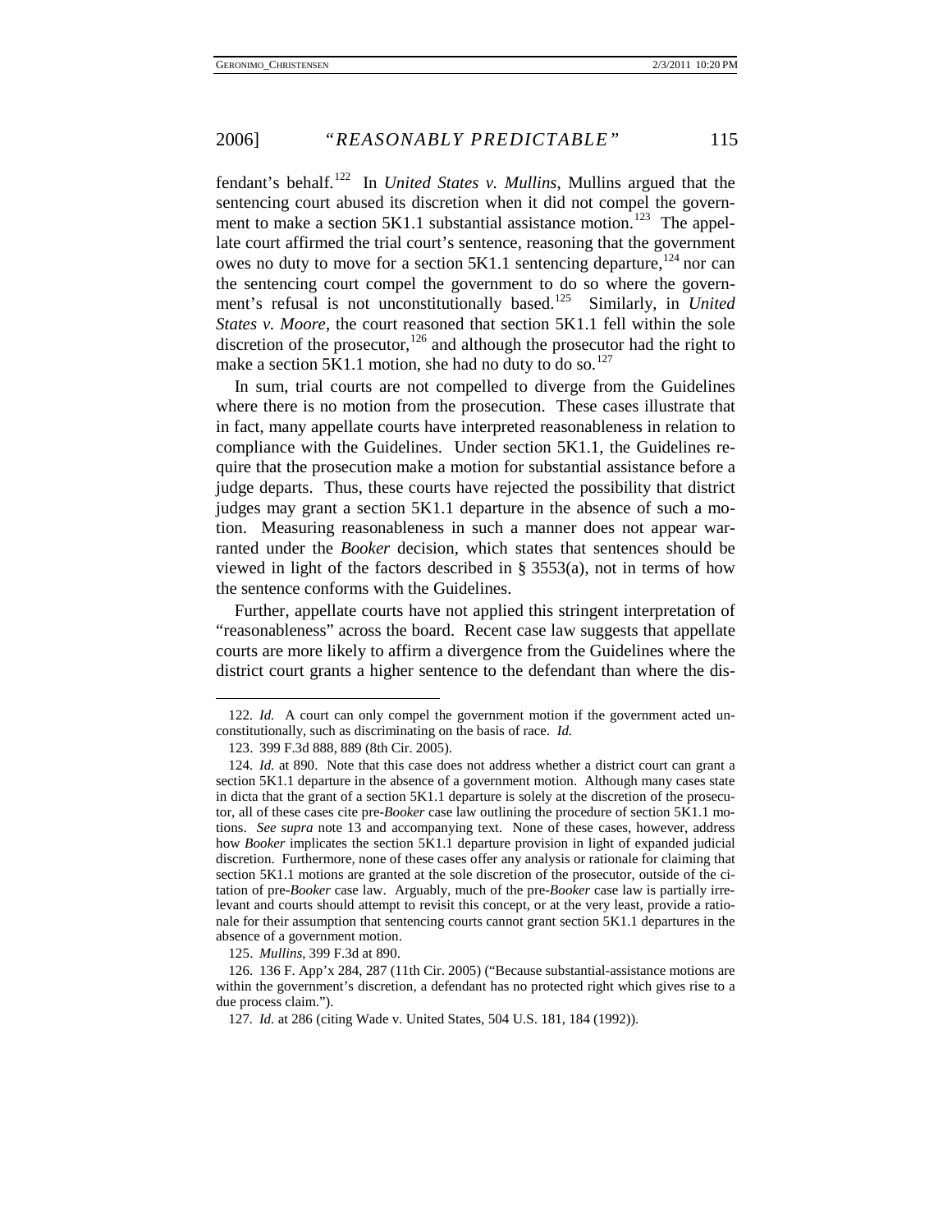fendant's behalf.[122] In *United States v. Mullins*, Mullins argued that the sentencing court abused its discretion when it did not compel the government to make a section 5K1.1 substantial assistance motion.[123] The appellate court affirmed the trial court's sentence, reasoning that the government owes no duty to move for a section 5K1.1 sentencing departure,[124] nor can the sentencing court compel the government to do so where the government's refusal is not unconstitutionally based.[125] Similarly, in *United States v. Moore*, the court reasoned that section 5K1.1 fell within the sole discretion of the prosecutor,[126] and although the prosecutor had the right to make a section 5K1.1 motion, she had no duty to do so.[127]

In sum, trial courts are not compelled to diverge from the Guidelines where there is no motion from the prosecution. These cases illustrate that in fact, many appellate courts have interpreted reasonableness in relation to compliance with the Guidelines. Under section 5K1.1, the Guidelines require that the prosecution make a motion for substantial assistance before a judge departs. Thus, these courts have rejected the possibility that district judges may grant a section 5K1.1 departure in the absence of such a motion. Measuring reasonableness in such a manner does not appear warranted under the *Booker* decision, which states that sentences should be viewed in light of the factors described in § 3553(a), not in terms of how the sentence conforms with the Guidelines.

Further, appellate courts have not applied this stringent interpretation of "reasonableness" across the board. Recent case law suggests that appellate courts are more likely to affirm a divergence from the Guidelines where the district court grants a higher sentence to the defendant than where the dis-

---

122. *Id.* A court can only compel the government motion if the government acted unconstitutionally, such as discriminating on the basis of race. *Id.*

123. 399 F.3d 888, 889 (8th Cir. 2005).

124. *Id.* at 890. Note that this case does not address whether a district court can grant a section 5K1.1 departure in the absence of a government motion. Although many cases state in dicta that the grant of a section 5K1.1 departure is solely at the discretion of the prosecutor, all of these cases cite pre-*Booker* case law outlining the procedure of section 5K1.1 motions. *See supra* note 13 and accompanying text. None of these cases, however, address how *Booker* implicates the section 5K1.1 departure provision in light of expanded judicial discretion. Furthermore, none of these cases offer any analysis or rationale for claiming that section 5K1.1 motions are granted at the sole discretion of the prosecutor, outside of the citation of pre-*Booker* case law. Arguably, much of the pre-*Booker* case law is partially irrelevant and courts should attempt to revisit this concept, or at the very least, provide a rationale for their assumption that sentencing courts cannot grant section 5K1.1 departures in the absence of a government motion.

125. *Mullins*, 399 F.3d at 890.

126. 136 F. App'x 284, 287 (11th Cir. 2005) ("Because substantial-assistance motions are within the government's discretion, a defendant has no protected right which gives rise to a due process claim.").

127. *Id.* at 286 (citing Wade v. United States, 504 U.S. 181, 184 (1992)).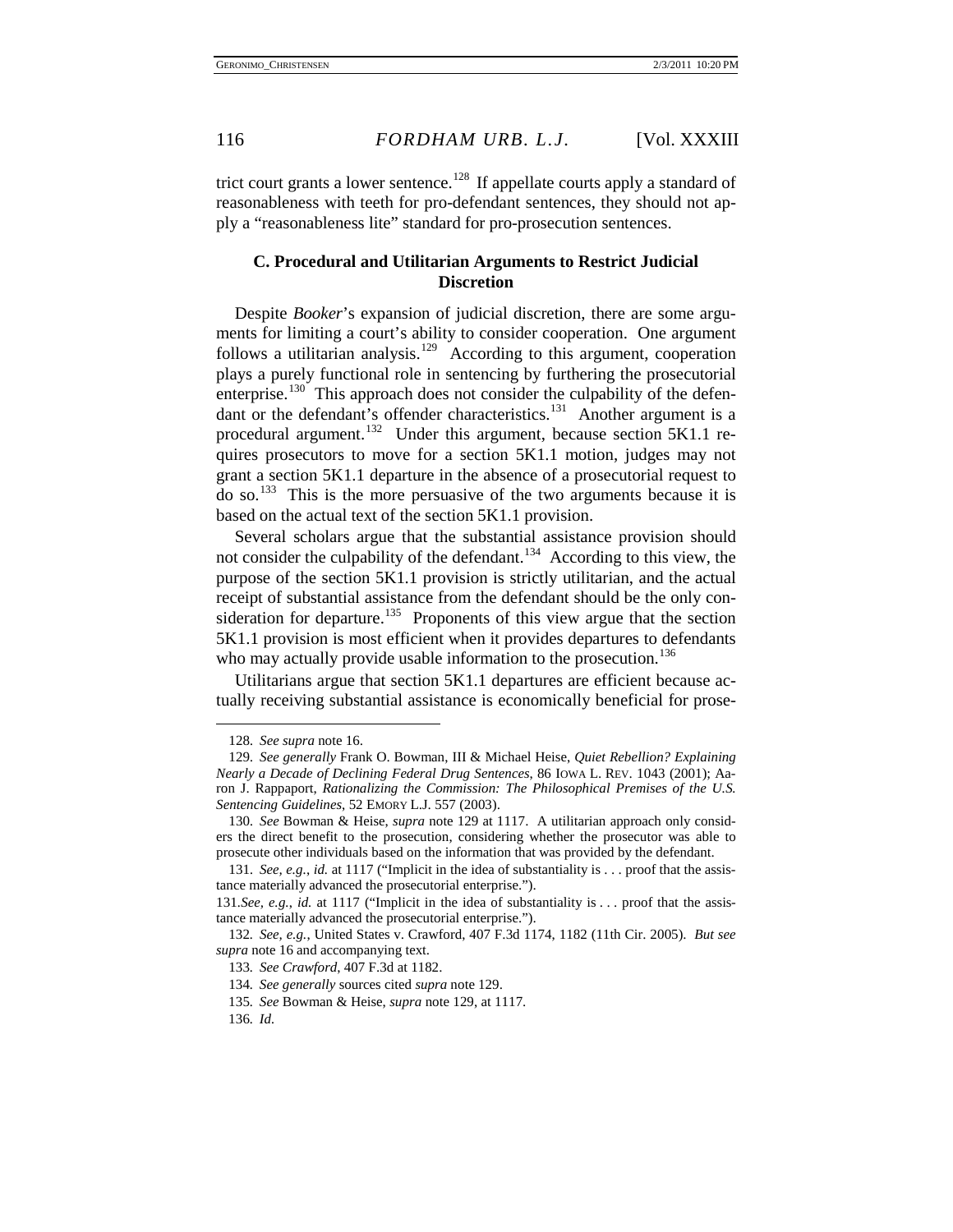trict court grants a lower sentence.[128] If appellate courts apply a standard of reasonableness with teeth for pro-defendant sentences, they should not apply a "reasonableness lite" standard for pro-prosecution sentences.

### C. Procedural and Utilitarian Arguments to Restrict Judicial Discretion

Despite *Booker*'s expansion of judicial discretion, there are some arguments for limiting a court's ability to consider cooperation. One argument follows a utilitarian analysis.[129] According to this argument, cooperation plays a purely functional role in sentencing by furthering the prosecutorial enterprise.[130] This approach does not consider the culpability of the defendant or the defendant's offender characteristics.[131] Another argument is a procedural argument.[132] Under this argument, because section 5K1.1 requires prosecutors to move for a section 5K1.1 motion, judges may not grant a section 5K1.1 departure in the absence of a prosecutorial request to do so.[133] This is the more persuasive of the two arguments because it is based on the actual text of the section 5K1.1 provision.

Several scholars argue that the substantial assistance provision should not consider the culpability of the defendant.[134] According to this view, the purpose of the section 5K1.1 provision is strictly utilitarian, and the actual receipt of substantial assistance from the defendant should be the only consideration for departure.[135] Proponents of this view argue that the section 5K1.1 provision is most efficient when it provides departures to defendants who may actually provide usable information to the prosecution.[136]

Utilitarians argue that section 5K1.1 departures are efficient because actually receiving substantial assistance is economically beneficial for prose-

---

128. *See supra* note 16.

129. *See generally* Frank O. Bowman, III & Michael Heise, *Quiet Rebellion? Explaining Nearly a Decade of Declining Federal Drug Sentences*, 86 IOWA L. REV. 1043 (2001); Aaron J. Rappaport, *Rationalizing the Commission: The Philosophical Premises of the U.S. Sentencing Guidelines*, 52 EMORY L.J. 557 (2003).

130. *See* Bowman & Heise, *supra* note 129 at 1117. A utilitarian approach only considers the direct benefit to the prosecution, considering whether the prosecutor was able to prosecute other individuals based on the information that was provided by the defendant.

131. *See, e.g.*, *id.* at 1117 ("Implicit in the idea of substantiality is . . . proof that the assistance materially advanced the prosecutorial enterprise.").

131.*See, e.g.*, *id.* at 1117 ("Implicit in the idea of substantiality is . . . proof that the assistance materially advanced the prosecutorial enterprise.").

132. *See, e.g.*, United States v. Crawford, 407 F.3d 1174, 1182 (11th Cir. 2005). *But see supra* note 16 and accompanying text.

133. *See Crawford*, 407 F.3d at 1182.

134. *See generally* sources cited *supra* note 129.

135. *See* Bowman & Heise, *supra* note 129, at 1117.

136. *Id.*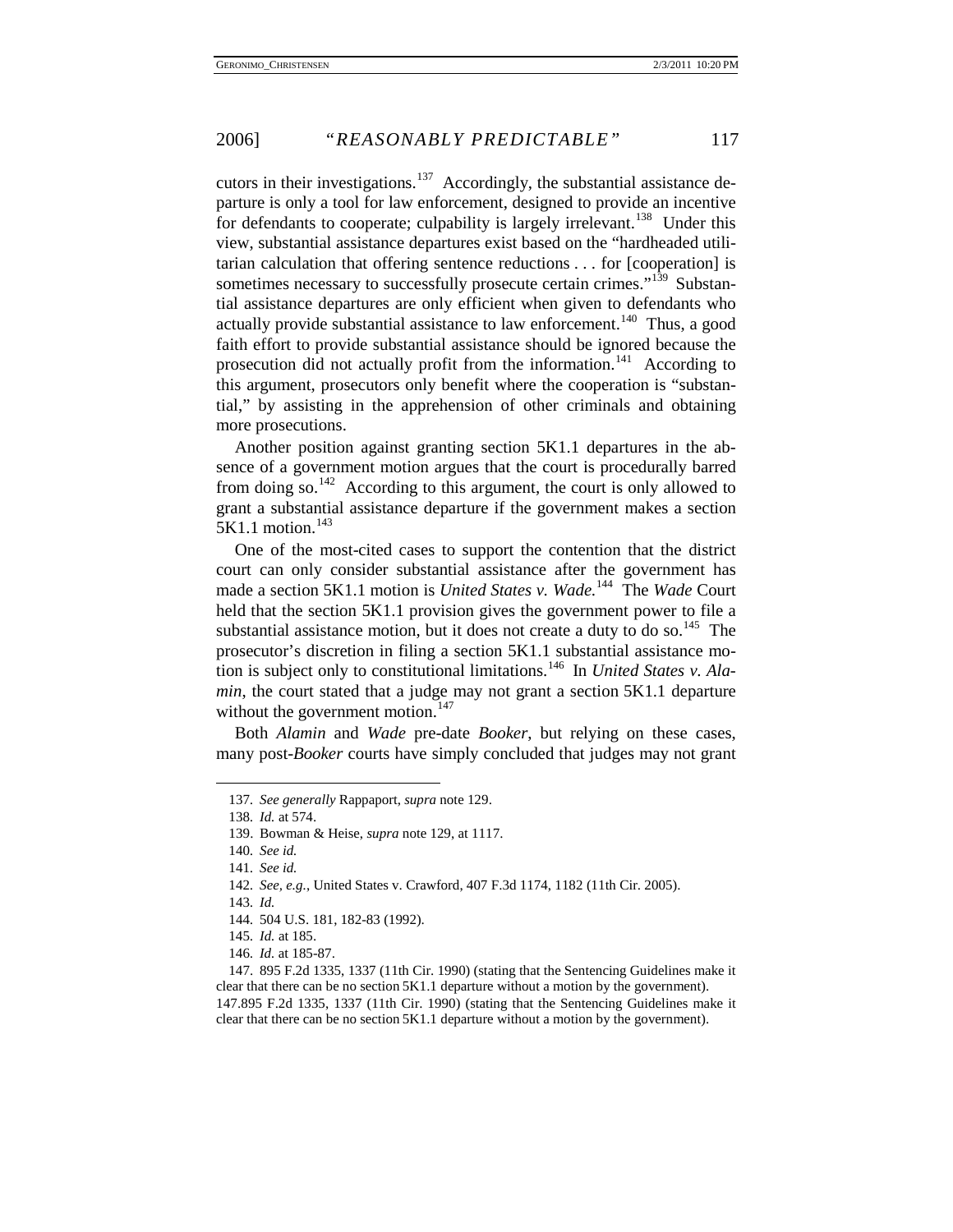cutors in their investigations.[137] Accordingly, the substantial assistance departure is only a tool for law enforcement, designed to provide an incentive for defendants to cooperate; culpability is largely irrelevant.[138] Under this view, substantial assistance departures exist based on the "hardheaded utilitarian calculation that offering sentence reductions . . . for [cooperation] is sometimes necessary to successfully prosecute certain crimes."[139] Substantial assistance departures are only efficient when given to defendants who actually provide substantial assistance to law enforcement.[140] Thus, a good faith effort to provide substantial assistance should be ignored because the prosecution did not actually profit from the information.[141] According to this argument, prosecutors only benefit where the cooperation is "substantial," by assisting in the apprehension of other criminals and obtaining more prosecutions.

Another position against granting section 5K1.1 departures in the absence of a government motion argues that the court is procedurally barred from doing so.[142] According to this argument, the court is only allowed to grant a substantial assistance departure if the government makes a section 5K1.1 motion.[143]

One of the most-cited cases to support the contention that the district court can only consider substantial assistance after the government has made a section 5K1.1 motion is *United States v. Wade.*[144] The *Wade* Court held that the section 5K1.1 provision gives the government power to file a substantial assistance motion, but it does not create a duty to do so.[145] The prosecutor's discretion in filing a section 5K1.1 substantial assistance motion is subject only to constitutional limitations.[146] In *United States v. Alamin*, the court stated that a judge may not grant a section 5K1.1 departure without the government motion.[147]

Both *Alamin* and *Wade* pre-date *Booker*, but relying on these cases, many post-*Booker* courts have simply concluded that judges may not grant

---

137. *See generally* Rappaport, *supra* note 129.

138. *Id.* at 574.

139. Bowman & Heise, *supra* note 129, at 1117.

140. *See id.*

141. *See id.*

142. *See, e.g.*, United States v. Crawford, 407 F.3d 1174, 1182 (11th Cir. 2005).

143. *Id.*

144. 504 U.S. 181, 182-83 (1992).

145. *Id.* at 185.

146. *Id.* at 185-87.

147. 895 F.2d 1335, 1337 (11th Cir. 1990) (stating that the Sentencing Guidelines make it clear that there can be no section 5K1.1 departure without a motion by the government).

147.895 F.2d 1335, 1337 (11th Cir. 1990) (stating that the Sentencing Guidelines make it clear that there can be no section 5K1.1 departure without a motion by the government).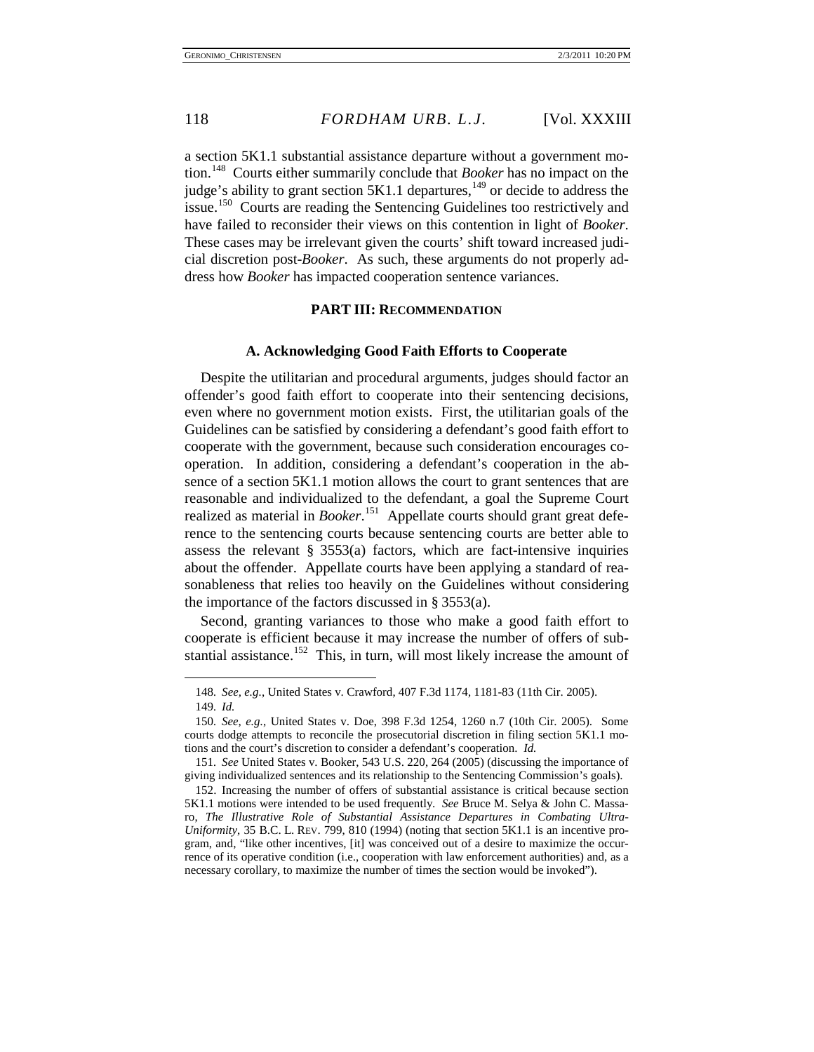a section 5K1.1 substantial assistance departure without a government motion.[148] Courts either summarily conclude that *Booker* has no impact on the judge's ability to grant section 5K1.1 departures,[149] or decide to address the issue.[150] Courts are reading the Sentencing Guidelines too restrictively and have failed to reconsider their views on this contention in light of *Booker*. These cases may be irrelevant given the courts' shift toward increased judicial discretion post-*Booker*. As such, these arguments do not properly address how *Booker* has impacted cooperation sentence variances.

## PART III: RECOMMENDATION

### A. Acknowledging Good Faith Efforts to Cooperate

Despite the utilitarian and procedural arguments, judges should factor an offender's good faith effort to cooperate into their sentencing decisions, even where no government motion exists. First, the utilitarian goals of the Guidelines can be satisfied by considering a defendant's good faith effort to cooperate with the government, because such consideration encourages cooperation. In addition, considering a defendant's cooperation in the absence of a section 5K1.1 motion allows the court to grant sentences that are reasonable and individualized to the defendant, a goal the Supreme Court realized as material in *Booker*.[151] Appellate courts should grant great deference to the sentencing courts because sentencing courts are better able to assess the relevant § 3553(a) factors, which are fact-intensive inquiries about the offender. Appellate courts have been applying a standard of reasonableness that relies too heavily on the Guidelines without considering the importance of the factors discussed in § 3553(a).

Second, granting variances to those who make a good faith effort to cooperate is efficient because it may increase the number of offers of substantial assistance.[152] This, in turn, will most likely increase the amount of

---

148. *See, e.g.*, United States v. Crawford, 407 F.3d 1174, 1181-83 (11th Cir. 2005).

149. *Id.*

150. *See, e.g.*, United States v. Doe, 398 F.3d 1254, 1260 n.7 (10th Cir. 2005). Some courts dodge attempts to reconcile the prosecutorial discretion in filing section 5K1.1 motions and the court's discretion to consider a defendant's cooperation. *Id.*

151. *See* United States v. Booker, 543 U.S. 220, 264 (2005) (discussing the importance of giving individualized sentences and its relationship to the Sentencing Commission's goals).

152. Increasing the number of offers of substantial assistance is critical because section 5K1.1 motions were intended to be used frequently. *See* Bruce M. Selya & John C. Massaro, *The Illustrative Role of Substantial Assistance Departures in Combating Ultra-Uniformity*, 35 B.C. L. REV. 799, 810 (1994) (noting that section 5K1.1 is an incentive program, and, "like other incentives, [it] was conceived out of a desire to maximize the occurrence of its operative condition (i.e., cooperation with law enforcement authorities) and, as a necessary corollary, to maximize the number of times the section would be invoked").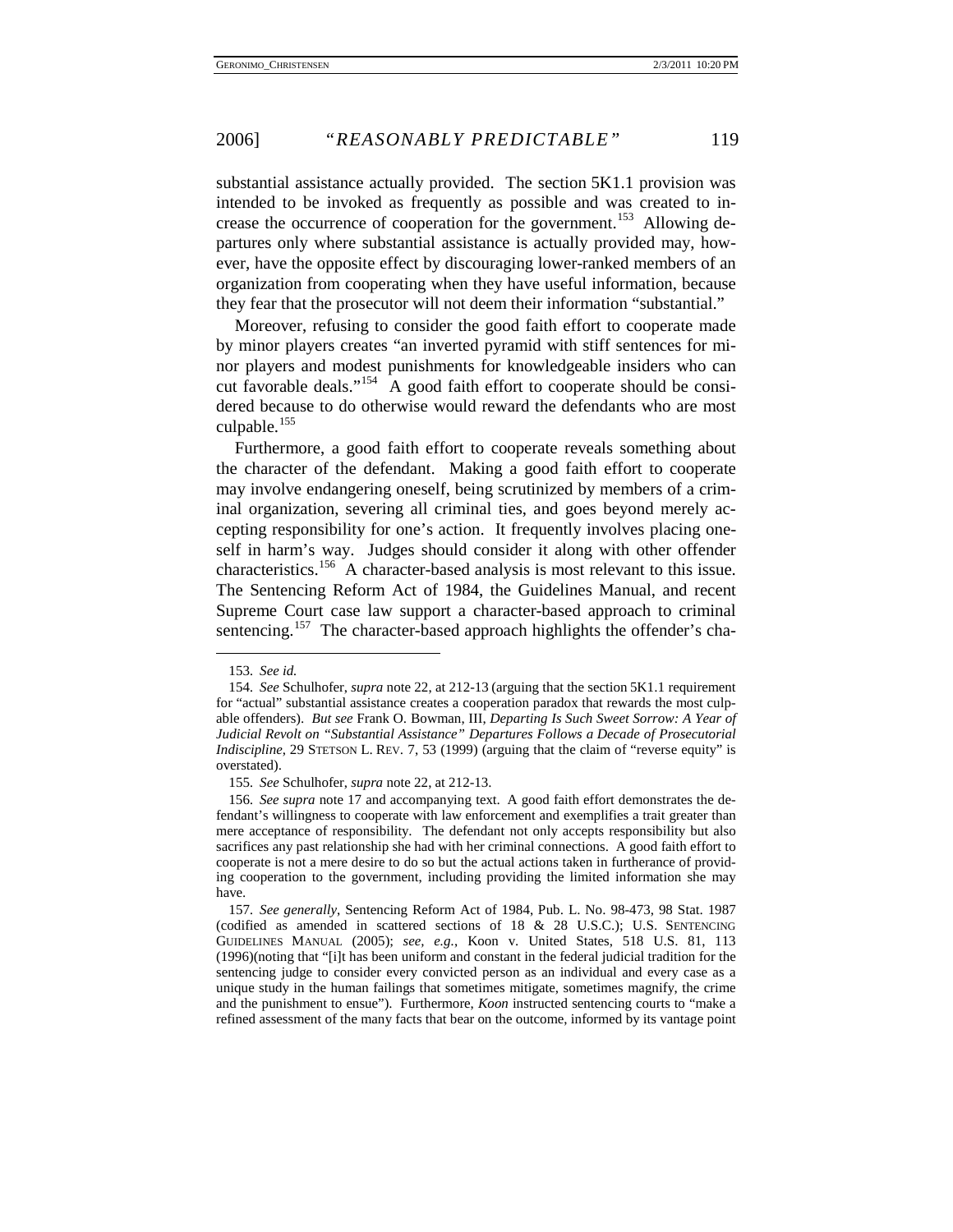substantial assistance actually provided. The section 5K1.1 provision was intended to be invoked as frequently as possible and was created to increase the occurrence of cooperation for the government.[153] Allowing departures only where substantial assistance is actually provided may, however, have the opposite effect by discouraging lower-ranked members of an organization from cooperating when they have useful information, because they fear that the prosecutor will not deem their information "substantial."

Moreover, refusing to consider the good faith effort to cooperate made by minor players creates "an inverted pyramid with stiff sentences for minor players and modest punishments for knowledgeable insiders who can cut favorable deals."[154] A good faith effort to cooperate should be considered because to do otherwise would reward the defendants who are most culpable.[155]

Furthermore, a good faith effort to cooperate reveals something about the character of the defendant. Making a good faith effort to cooperate may involve endangering oneself, being scrutinized by members of a criminal organization, severing all criminal ties, and goes beyond merely accepting responsibility for one's action. It frequently involves placing oneself in harm's way. Judges should consider it along with other offender characteristics.[156] A character-based analysis is most relevant to this issue. The Sentencing Reform Act of 1984, the Guidelines Manual, and recent Supreme Court case law support a character-based approach to criminal sentencing.[157] The character-based approach highlights the offender's cha-

---

153. *See id.*

154. *See* Schulhofer, *supra* note 22, at 212-13 (arguing that the section 5K1.1 requirement for "actual" substantial assistance creates a cooperation paradox that rewards the most culpable offenders). *But see* Frank O. Bowman, III, *Departing Is Such Sweet Sorrow: A Year of Judicial Revolt on "Substantial Assistance" Departures Follows a Decade of Prosecutorial Indiscipline*, 29 STETSON L. REV. 7, 53 (1999) (arguing that the claim of "reverse equity" is overstated).

155. *See* Schulhofer, *supra* note 22, at 212-13.

156. *See supra* note 17 and accompanying text. A good faith effort demonstrates the defendant's willingness to cooperate with law enforcement and exemplifies a trait greater than mere acceptance of responsibility. The defendant not only accepts responsibility but also sacrifices any past relationship she had with her criminal connections. A good faith effort to cooperate is not a mere desire to do so but the actual actions taken in furtherance of providing cooperation to the government, including providing the limited information she may have.

157. *See generally*, Sentencing Reform Act of 1984, Pub. L. No. 98-473, 98 Stat. 1987 (codified as amended in scattered sections of 18 & 28 U.S.C.); U.S. SENTENCING GUIDELINES MANUAL (2005); *see, e.g.*, Koon v. United States, 518 U.S. 81, 113 (1996)(noting that "[i]t has been uniform and constant in the federal judicial tradition for the sentencing judge to consider every convicted person as an individual and every case as a unique study in the human failings that sometimes mitigate, sometimes magnify, the crime and the punishment to ensue"). Furthermore, *Koon* instructed sentencing courts to "make a refined assessment of the many facts that bear on the outcome, informed by its vantage point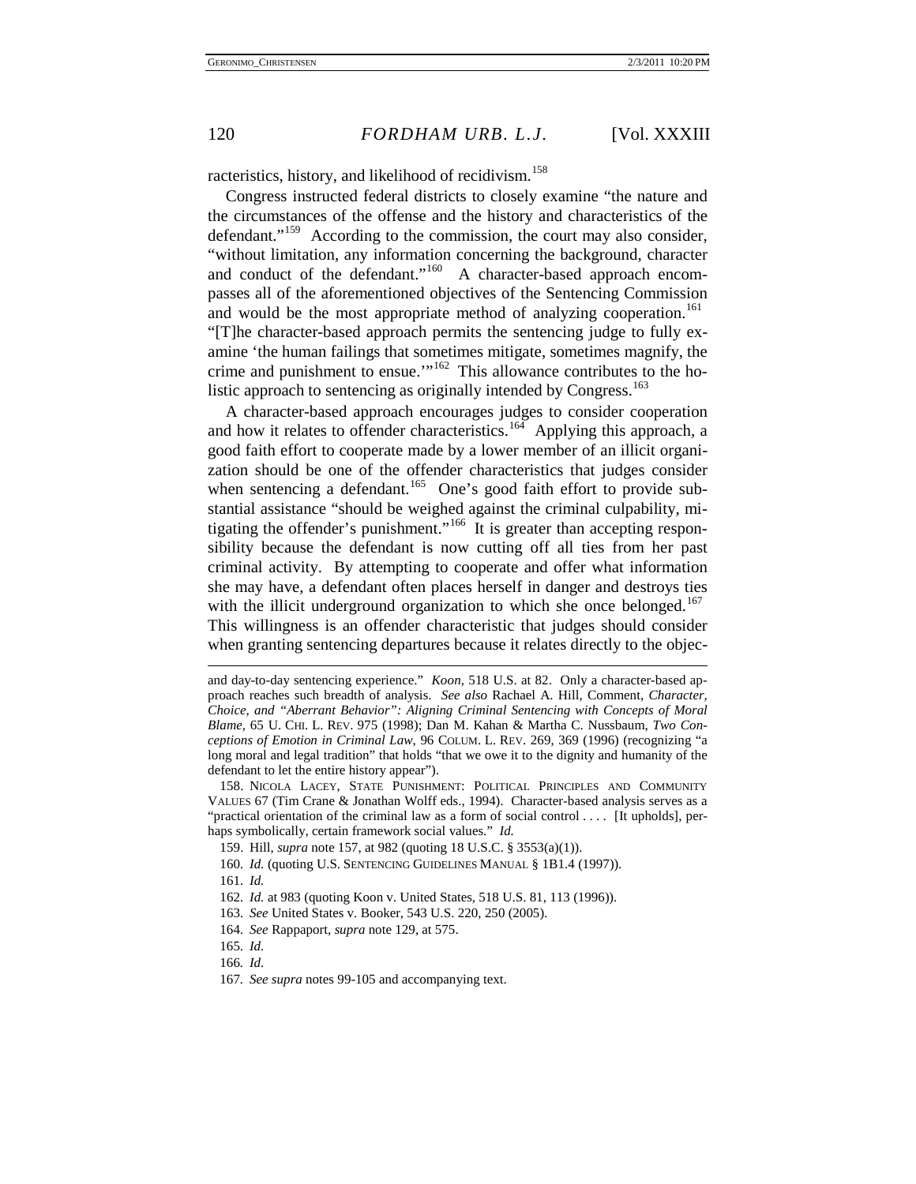racteristics, history, and likelihood of recidivism.[158]

Congress instructed federal districts to closely examine "the nature and the circumstances of the offense and the history and characteristics of the defendant."[159] According to the commission, the court may also consider, "without limitation, any information concerning the background, character and conduct of the defendant."[160] A character-based approach encompasses all of the aforementioned objectives of the Sentencing Commission and would be the most appropriate method of analyzing cooperation.[161] "[T]he character-based approach permits the sentencing judge to fully examine 'the human failings that sometimes mitigate, sometimes magnify, the crime and punishment to ensue.'"[162] This allowance contributes to the holistic approach to sentencing as originally intended by Congress.[163]

A character-based approach encourages judges to consider cooperation and how it relates to offender characteristics.[164] Applying this approach, a good faith effort to cooperate made by a lower member of an illicit organization should be one of the offender characteristics that judges consider when sentencing a defendant.[165] One's good faith effort to provide substantial assistance "should be weighed against the criminal culpability, mitigating the offender's punishment."[166] It is greater than accepting responsibility because the defendant is now cutting off all ties from her past criminal activity. By attempting to cooperate and offer what information she may have, a defendant often places herself in danger and destroys ties with the illicit underground organization to which she once belonged.[167] This willingness is an offender characteristic that judges should consider when granting sentencing departures because it relates directly to the objec-

---

and day-to-day sentencing experience." *Koon*, 518 U.S. at 82. Only a character-based approach reaches such breadth of analysis. *See also* Rachael A. Hill, Comment, *Character, Choice, and "Aberrant Behavior": Aligning Criminal Sentencing with Concepts of Moral Blame*, 65 U. CHI. L. REV. 975 (1998); Dan M. Kahan & Martha C. Nussbaum, *Two Conceptions of Emotion in Criminal Law*, 96 COLUM. L. REV. 269, 369 (1996) (recognizing "a long moral and legal tradition" that holds "that we owe it to the dignity and humanity of the defendant to let the entire history appear").

158. NICOLA LACEY, STATE PUNISHMENT: POLITICAL PRINCIPLES AND COMMUNITY VALUES 67 (Tim Crane & Jonathan Wolff eds., 1994). Character-based analysis serves as a "practical orientation of the criminal law as a form of social control . . . . [It upholds], perhaps symbolically, certain framework social values." *Id.*

159. Hill, *supra* note 157, at 982 (quoting 18 U.S.C. § 3553(a)(1)).

160. *Id.* (quoting U.S. SENTENCING GUIDELINES MANUAL § 1B1.4 (1997)).

161. *Id.*

162. *Id.* at 983 (quoting Koon v. United States, 518 U.S. 81, 113 (1996)).

163. *See* United States v. Booker, 543 U.S. 220, 250 (2005).

164. *See* Rappaport, *supra* note 129, at 575.

165. *Id.*

166. *Id.*

167. *See supra* notes 99-105 and accompanying text.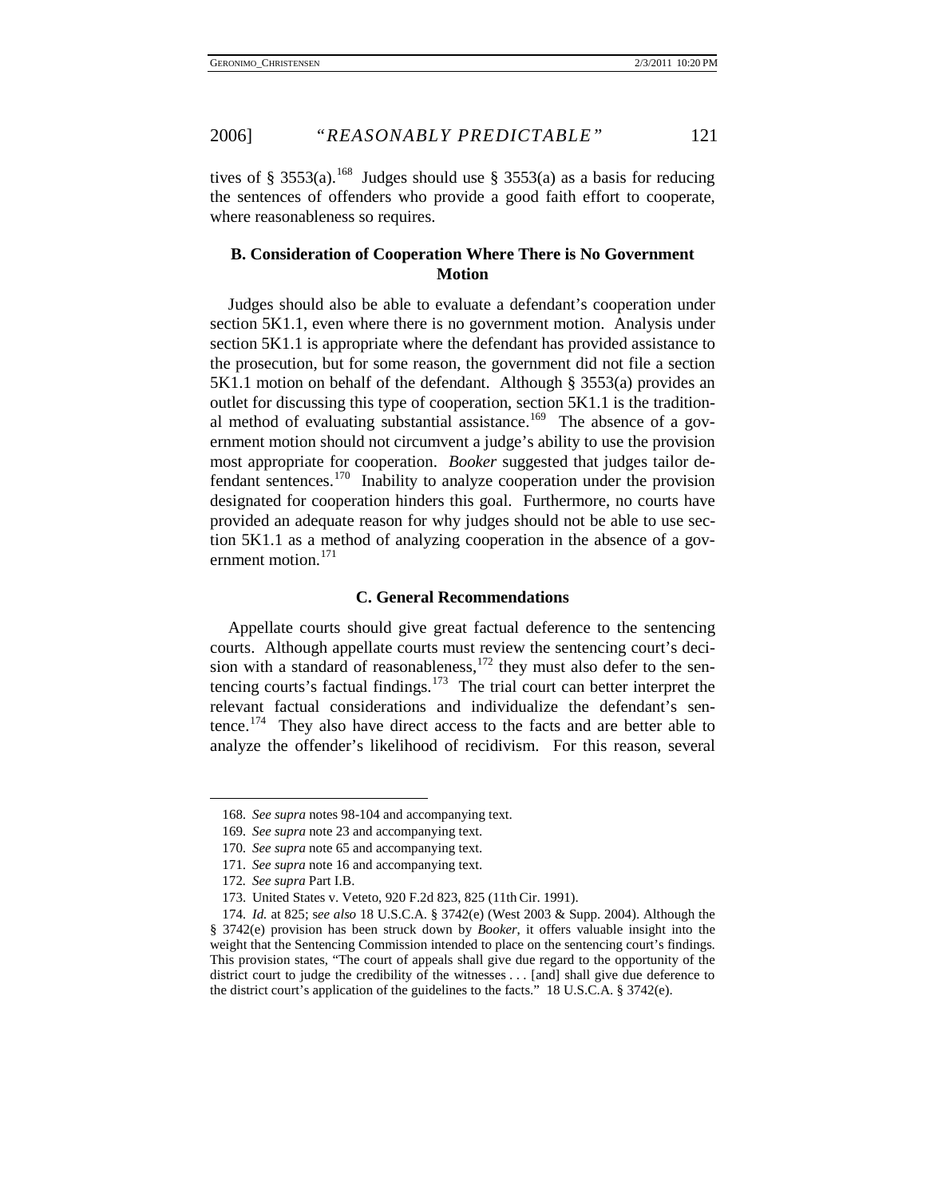tives of § 3553(a).[168] Judges should use § 3553(a) as a basis for reducing the sentences of offenders who provide a good faith effort to cooperate, where reasonableness so requires.

### B. Consideration of Cooperation Where There is No Government Motion

Judges should also be able to evaluate a defendant's cooperation under section 5K1.1, even where there is no government motion. Analysis under section 5K1.1 is appropriate where the defendant has provided assistance to the prosecution, but for some reason, the government did not file a section 5K1.1 motion on behalf of the defendant. Although § 3553(a) provides an outlet for discussing this type of cooperation, section 5K1.1 is the traditional method of evaluating substantial assistance.[169] The absence of a government motion should not circumvent a judge's ability to use the provision most appropriate for cooperation. *Booker* suggested that judges tailor defendant sentences.[170] Inability to analyze cooperation under the provision designated for cooperation hinders this goal. Furthermore, no courts have provided an adequate reason for why judges should not be able to use section 5K1.1 as a method of analyzing cooperation in the absence of a government motion.[171]

### C. General Recommendations

Appellate courts should give great factual deference to the sentencing courts. Although appellate courts must review the sentencing court's decision with a standard of reasonableness,[172] they must also defer to the sentencing courts's factual findings.[173] The trial court can better interpret the relevant factual considerations and individualize the defendant's sentence.[174] They also have direct access to the facts and are better able to analyze the offender's likelihood of recidivism. For this reason, several

---

168. *See supra* notes 98-104 and accompanying text.

169. *See supra* note 23 and accompanying text.

170. *See supra* note 65 and accompanying text.

171. *See supra* note 16 and accompanying text.

172. *See supra* Part I.B.

173. United States v. Veteto, 920 F.2d 823, 825 (11th Cir. 1991).

174. *Id.* at 825; s*ee also* 18 U.S.C.A. § 3742(e) (West 2003 & Supp. 2004). Although the § 3742(e) provision has been struck down by *Booker*, it offers valuable insight into the weight that the Sentencing Commission intended to place on the sentencing court's findings. This provision states, "The court of appeals shall give due regard to the opportunity of the district court to judge the credibility of the witnesses . . . [and] shall give due deference to the district court's application of the guidelines to the facts." 18 U.S.C.A. § 3742(e).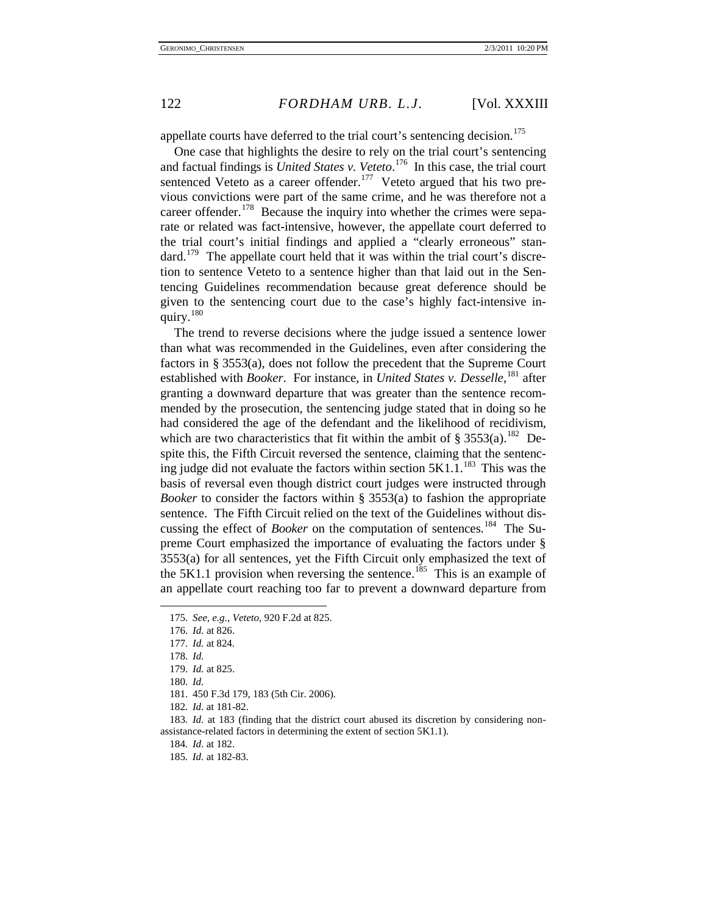appellate courts have deferred to the trial court's sentencing decision.[175]

One case that highlights the desire to rely on the trial court's sentencing and factual findings is *United States v. Veteto*.[176] In this case, the trial court sentenced Veteto as a career offender.[177] Veteto argued that his two previous convictions were part of the same crime, and he was therefore not a career offender.[178] Because the inquiry into whether the crimes were separate or related was fact-intensive, however, the appellate court deferred to the trial court's initial findings and applied a "clearly erroneous" standard.[179] The appellate court held that it was within the trial court's discretion to sentence Veteto to a sentence higher than that laid out in the Sentencing Guidelines recommendation because great deference should be given to the sentencing court due to the case's highly fact-intensive inquiry.[180]

The trend to reverse decisions where the judge issued a sentence lower than what was recommended in the Guidelines, even after considering the factors in § 3553(a), does not follow the precedent that the Supreme Court established with *Booker*. For instance, in *United States v. Desselle*,[181] after granting a downward departure that was greater than the sentence recommended by the prosecution, the sentencing judge stated that in doing so he had considered the age of the defendant and the likelihood of recidivism, which are two characteristics that fit within the ambit of § 3553(a).[182] Despite this, the Fifth Circuit reversed the sentence, claiming that the sentencing judge did not evaluate the factors within section 5K1.1.[183] This was the basis of reversal even though district court judges were instructed through *Booker* to consider the factors within § 3553(a) to fashion the appropriate sentence. The Fifth Circuit relied on the text of the Guidelines without discussing the effect of *Booker* on the computation of sentences.[184] The Supreme Court emphasized the importance of evaluating the factors under § 3553(a) for all sentences, yet the Fifth Circuit only emphasized the text of the 5K1.1 provision when reversing the sentence.[185] This is an example of an appellate court reaching too far to prevent a downward departure from

---

175. *See, e.g.*, *Veteto*, 920 F.2d at 825.

176. *Id.* at 826.

177. *Id.* at 824.

178. *Id.*

179. *Id.* at 825.

180. *Id.*

181. 450 F.3d 179, 183 (5th Cir. 2006).

182. *Id.* at 181-82.

183. *Id.* at 183 (finding that the district court abused its discretion by considering non-assistance-related factors in determining the extent of section 5K1.1).

184. *Id.* at 182.

185. *Id.* at 182-83.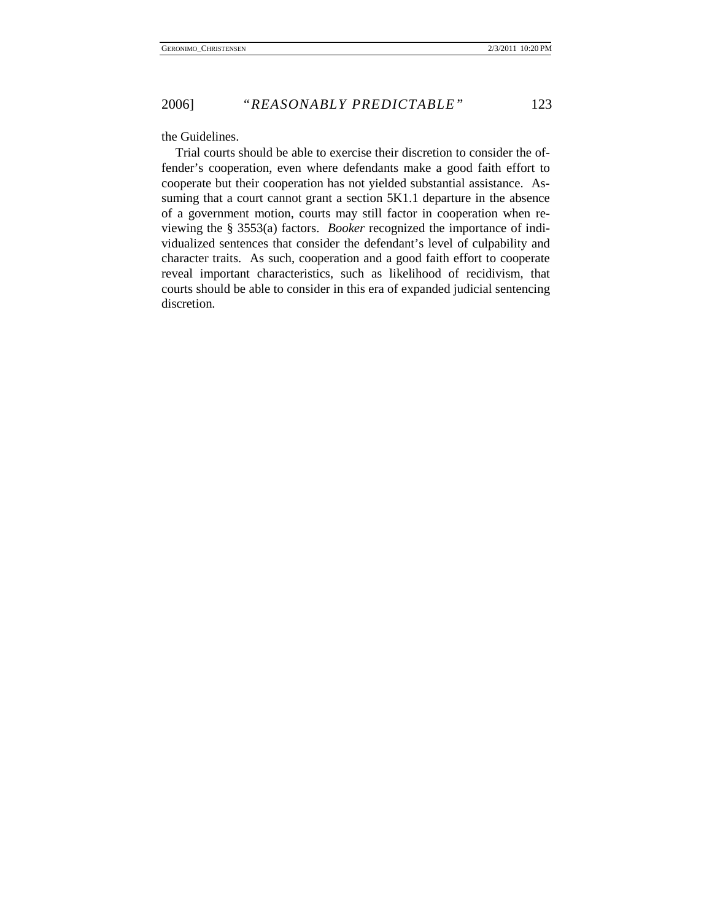the Guidelines.

Trial courts should be able to exercise their discretion to consider the offender's cooperation, even where defendants make a good faith effort to cooperate but their cooperation has not yielded substantial assistance. Assuming that a court cannot grant a section 5K1.1 departure in the absence of a government motion, courts may still factor in cooperation when reviewing the § 3553(a) factors. *Booker* recognized the importance of individualized sentences that consider the defendant's level of culpability and character traits. As such, cooperation and a good faith effort to cooperate reveal important characteristics, such as likelihood of recidivism, that courts should be able to consider in this era of expanded judicial sentencing discretion.